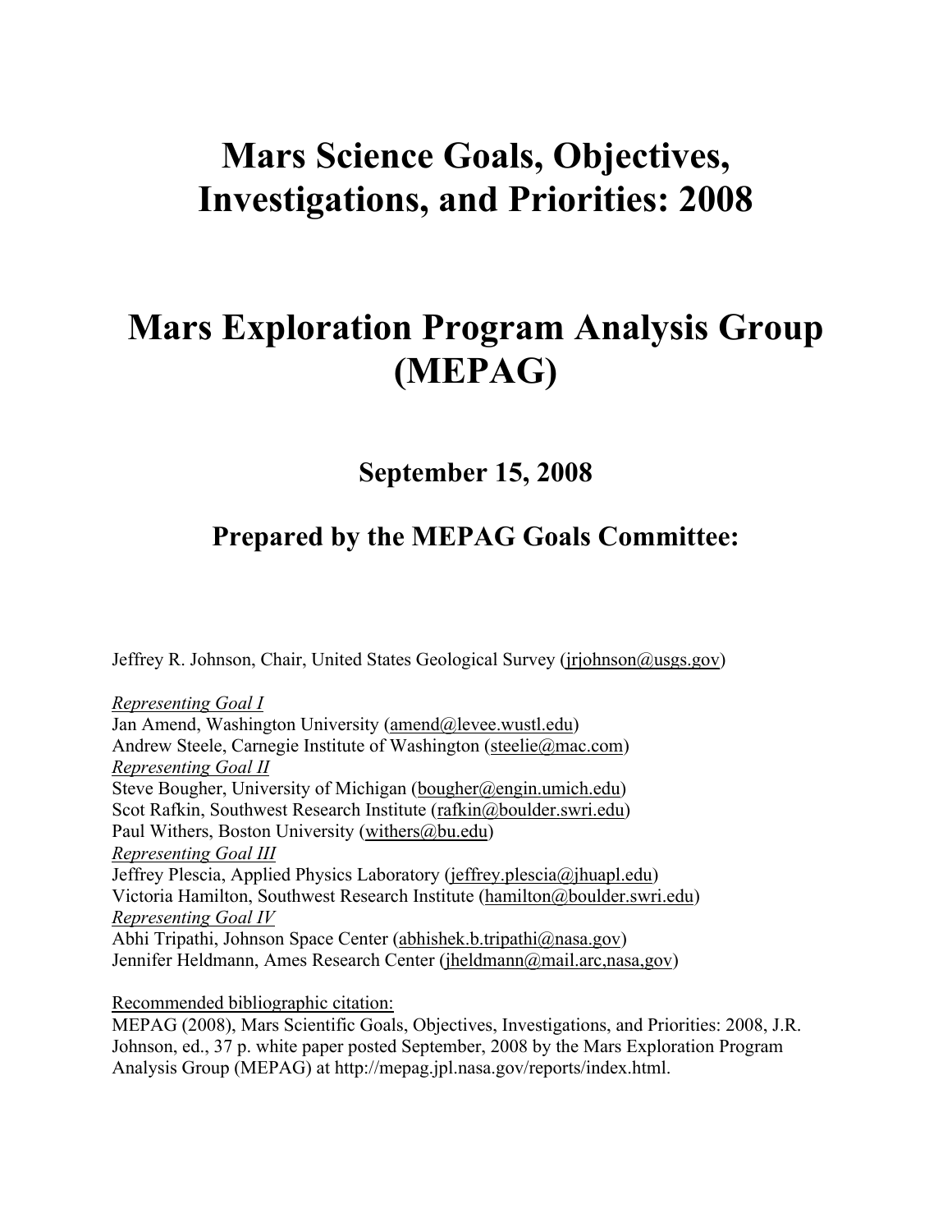# Mars Science Goals, Objectives, Investigations, and Priorities: 2008

# Mars Exploration Program Analysis Group (MEPAG)

## September 15, 2008

## Prepared by the MEPAG Goals Committee:

Jeffrey R. Johnson, Chair, United States Geological Survey (jrjohnson@usgs.gov)

*Representing Goal I*
Jan Amend, Washington University (amend@levee.wustl.edu)
Andrew Steele, Carnegie Institute of Washington (steelie@mac.com)
*Representing Goal II*
Steve Bougher, University of Michigan (bougher@engin.umich.edu)
Scot Rafkin, Southwest Research Institute (rafkin@boulder.swri.edu)
Paul Withers, Boston University (withers@bu.edu)
*Representing Goal III*
Jeffrey Plescia, Applied Physics Laboratory (jeffrey.plescia@jhuapl.edu)
Victoria Hamilton, Southwest Research Institute (hamilton@boulder.swri.edu)
*Representing Goal IV*
Abhi Tripathi, Johnson Space Center (abhishek.b.tripathi@nasa.gov)
Jennifer Heldmann, Ames Research Center (jheldmann@mail.arc,nasa,gov)

Recommended bibliographic citation:
MEPAG (2008), Mars Scientific Goals, Objectives, Investigations, and Priorities: 2008, J.R. Johnson, ed., 37 p. white paper posted September, 2008 by the Mars Exploration Program Analysis Group (MEPAG) at http://mepag.jpl.nasa.gov/reports/index.html.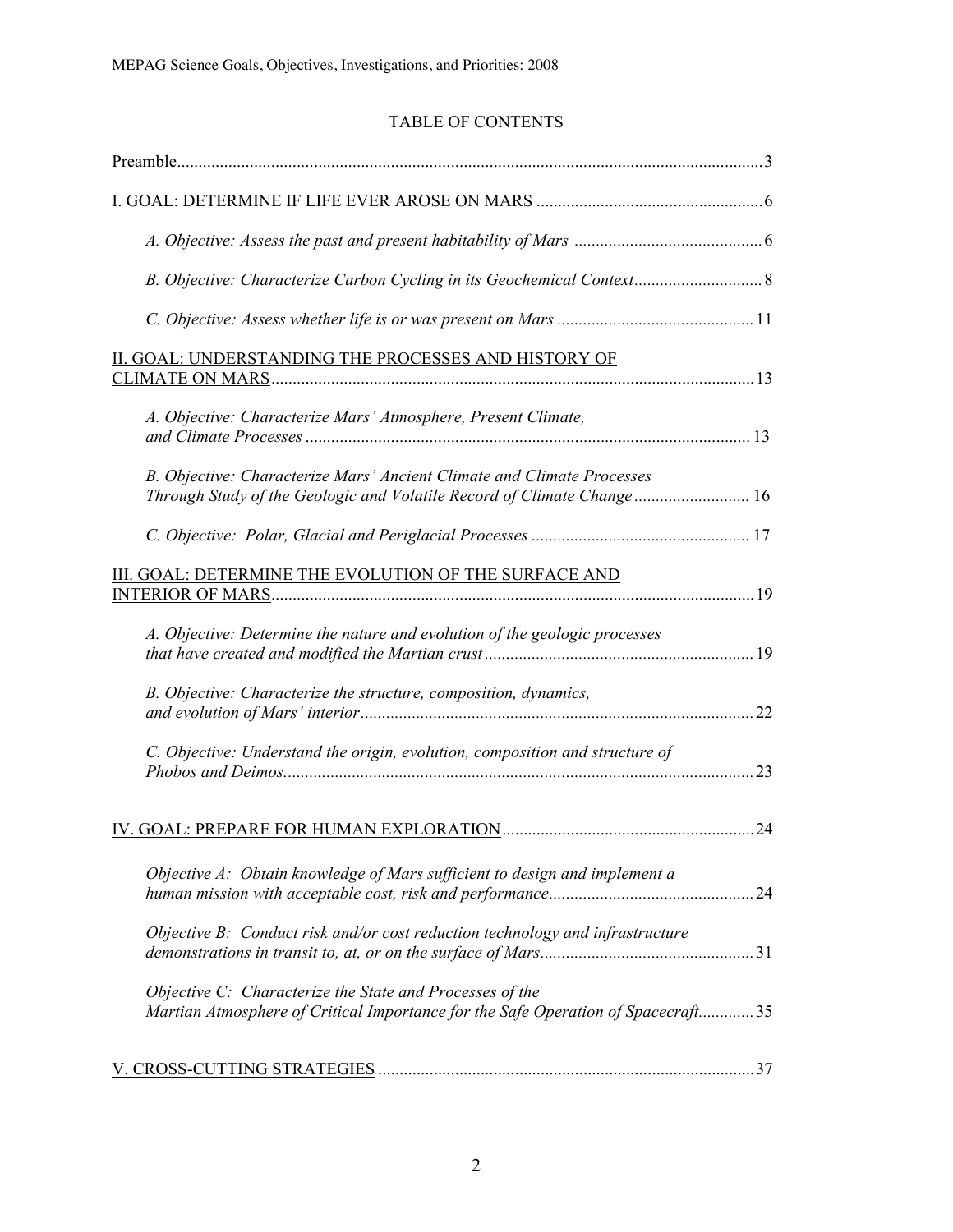## TABLE OF CONTENTS

Preamble........................................................................................................................3

I. GOAL: DETERMINE IF LIFE EVER AROSE ON MARS .....................................................6

*A. Objective: Assess the past and present habitability of Mars* ............................................6

*B. Objective: Characterize Carbon Cycling in its Geochemical Context*..............................8

*C. Objective: Assess whether life is or was present on Mars* ..............................................11

II. GOAL: UNDERSTANDING THE PROCESSES AND HISTORY OF CLIMATE ON MARS.................................................................................................................13

*A. Objective: Characterize Mars' Atmosphere, Present Climate, and Climate Processes* ........................................................................................................13

*B. Objective: Characterize Mars' Ancient Climate and Climate Processes Through Study of the Geologic and Volatile Record of Climate Change*........................... 16

*C. Objective: Polar, Glacial and Periglacial Processes* ................................................... 17

III. GOAL: DETERMINE THE EVOLUTION OF THE SURFACE AND INTERIOR OF MARS.................................................................................................................19

*A. Objective: Determine the nature and evolution of the geologic processes that have created and modified the Martian crust*..............................................................19

*B. Objective: Characterize the structure, composition, dynamics, and evolution of Mars' interior*...........................................................................................22

*C. Objective: Understand the origin, evolution, composition and structure of Phobos and Deimos*.............................................................................................................23

IV. GOAL: PREPARE FOR HUMAN EXPLORATION...........................................................24

*Objective A: Obtain knowledge of Mars sufficient to design and implement a human mission with acceptable cost, risk and performance*................................................24

*Objective B: Conduct risk and/or cost reduction technology and infrastructure demonstrations in transit to, at, or on the surface of Mars*..................................................31

*Objective C: Characterize the State and Processes of the Martian Atmosphere of Critical Importance for the Safe Operation of Spacecraft*.............35

V. CROSS-CUTTING STRATEGIES .......................................................................................37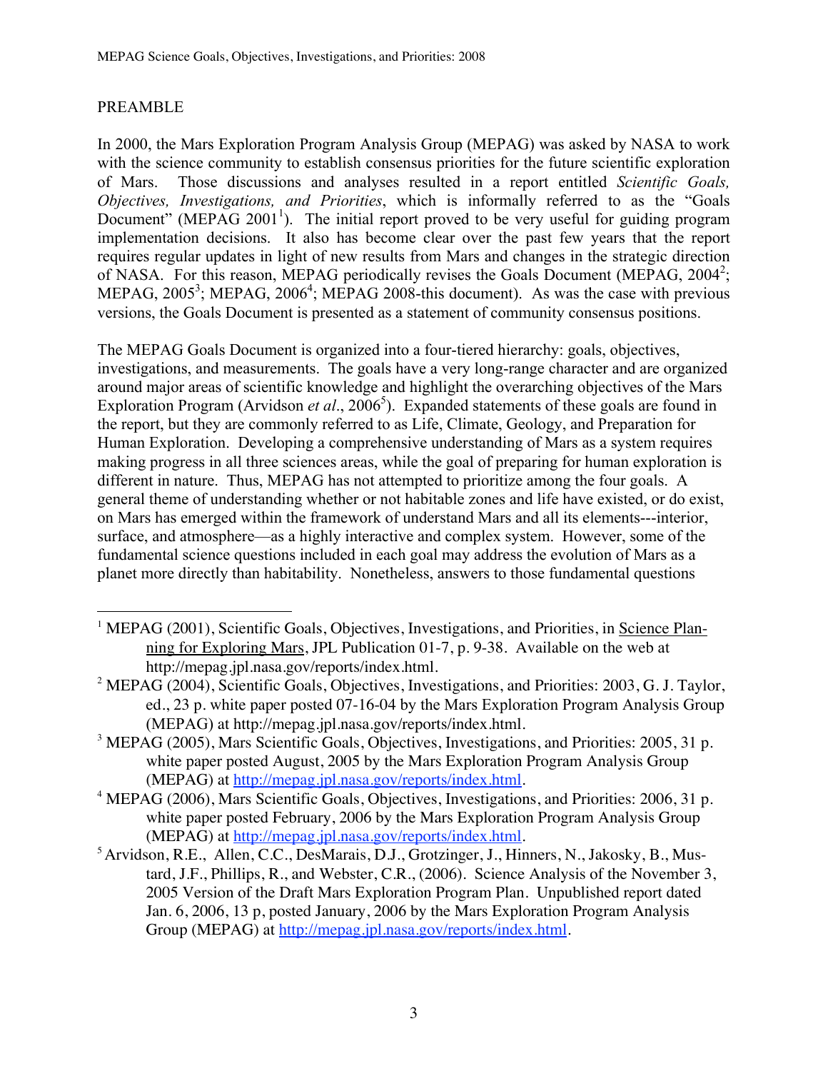## PREAMBLE

In 2000, the Mars Exploration Program Analysis Group (MEPAG) was asked by NASA to work with the science community to establish consensus priorities for the future scientific exploration of Mars. Those discussions and analyses resulted in a report entitled *Scientific Goals, Objectives, Investigations, and Priorities*, which is informally referred to as the "Goals Document" (MEPAG 2001[1]). The initial report proved to be very useful for guiding program implementation decisions. It also has become clear over the past few years that the report requires regular updates in light of new results from Mars and changes in the strategic direction of NASA. For this reason, MEPAG periodically revises the Goals Document (MEPAG, 2004[2]; MEPAG, 2005[3]; MEPAG, 2006[4]; MEPAG 2008-this document). As was the case with previous versions, the Goals Document is presented as a statement of community consensus positions.

The MEPAG Goals Document is organized into a four-tiered hierarchy: goals, objectives, investigations, and measurements. The goals have a very long-range character and are organized around major areas of scientific knowledge and highlight the overarching objectives of the Mars Exploration Program (Arvidson *et al*., 2006[5]). Expanded statements of these goals are found in the report, but they are commonly referred to as Life, Climate, Geology, and Preparation for Human Exploration. Developing a comprehensive understanding of Mars as a system requires making progress in all three sciences areas, while the goal of preparing for human exploration is different in nature. Thus, MEPAG has not attempted to prioritize among the four goals. A general theme of understanding whether or not habitable zones and life have existed, or do exist, on Mars has emerged within the framework of understand Mars and all its elements---interior, surface, and atmosphere—as a highly interactive and complex system. However, some of the fundamental science questions included in each goal may address the evolution of Mars as a planet more directly than habitability. Nonetheless, answers to those fundamental questions

---

[1] MEPAG (2001), Scientific Goals, Objectives, Investigations, and Priorities, in Science Planning for Exploring Mars, JPL Publication 01-7, p. 9-38. Available on the web at http://mepag.jpl.nasa.gov/reports/index.html.

[2] MEPAG (2004), Scientific Goals, Objectives, Investigations, and Priorities: 2003, G. J. Taylor, ed., 23 p. white paper posted 07-16-04 by the Mars Exploration Program Analysis Group (MEPAG) at http://mepag.jpl.nasa.gov/reports/index.html.

[3] MEPAG (2005), Mars Scientific Goals, Objectives, Investigations, and Priorities: 2005, 31 p. white paper posted August, 2005 by the Mars Exploration Program Analysis Group (MEPAG) at http://mepag.jpl.nasa.gov/reports/index.html.

[4] MEPAG (2006), Mars Scientific Goals, Objectives, Investigations, and Priorities: 2006, 31 p. white paper posted February, 2006 by the Mars Exploration Program Analysis Group (MEPAG) at http://mepag.jpl.nasa.gov/reports/index.html.

[5] Arvidson, R.E., Allen, C.C., DesMarais, D.J., Grotzinger, J., Hinners, N., Jakosky, B., Mustard, J.F., Phillips, R., and Webster, C.R., (2006). Science Analysis of the November 3, 2005 Version of the Draft Mars Exploration Program Plan. Unpublished report dated Jan. 6, 2006, 13 p, posted January, 2006 by the Mars Exploration Program Analysis Group (MEPAG) at http://mepag.jpl.nasa.gov/reports/index.html.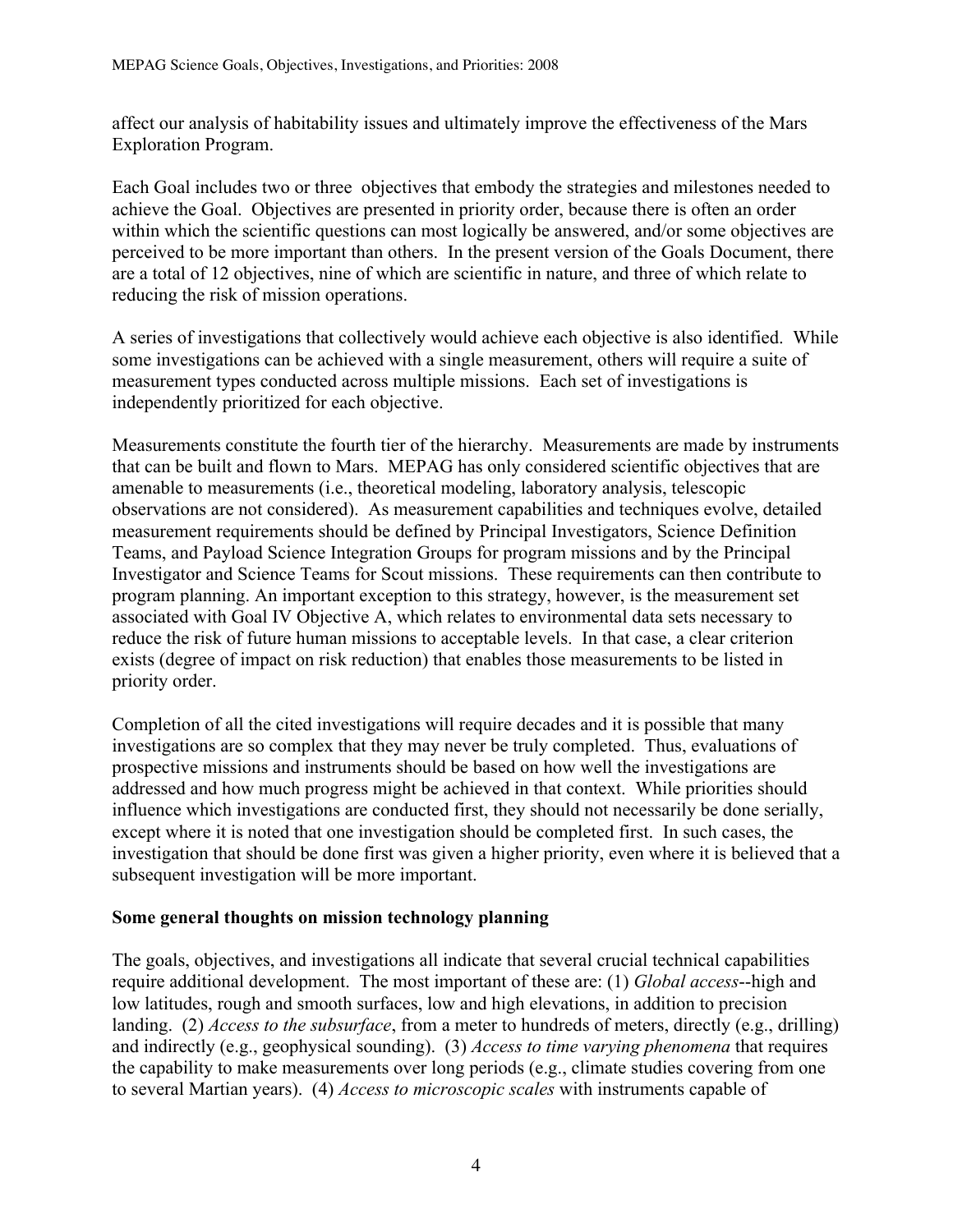affect our analysis of habitability issues and ultimately improve the effectiveness of the Mars Exploration Program.

Each Goal includes two or three objectives that embody the strategies and milestones needed to achieve the Goal. Objectives are presented in priority order, because there is often an order within which the scientific questions can most logically be answered, and/or some objectives are perceived to be more important than others. In the present version of the Goals Document, there are a total of 12 objectives, nine of which are scientific in nature, and three of which relate to reducing the risk of mission operations.

A series of investigations that collectively would achieve each objective is also identified. While some investigations can be achieved with a single measurement, others will require a suite of measurement types conducted across multiple missions. Each set of investigations is independently prioritized for each objective.

Measurements constitute the fourth tier of the hierarchy. Measurements are made by instruments that can be built and flown to Mars. MEPAG has only considered scientific objectives that are amenable to measurements (i.e., theoretical modeling, laboratory analysis, telescopic observations are not considered). As measurement capabilities and techniques evolve, detailed measurement requirements should be defined by Principal Investigators, Science Definition Teams, and Payload Science Integration Groups for program missions and by the Principal Investigator and Science Teams for Scout missions. These requirements can then contribute to program planning. An important exception to this strategy, however, is the measurement set associated with Goal IV Objective A, which relates to environmental data sets necessary to reduce the risk of future human missions to acceptable levels. In that case, a clear criterion exists (degree of impact on risk reduction) that enables those measurements to be listed in priority order.

Completion of all the cited investigations will require decades and it is possible that many investigations are so complex that they may never be truly completed. Thus, evaluations of prospective missions and instruments should be based on how well the investigations are addressed and how much progress might be achieved in that context. While priorities should influence which investigations are conducted first, they should not necessarily be done serially, except where it is noted that one investigation should be completed first. In such cases, the investigation that should be done first was given a higher priority, even where it is believed that a subsequent investigation will be more important.

**Some general thoughts on mission technology planning**

The goals, objectives, and investigations all indicate that several crucial technical capabilities require additional development. The most important of these are: (1) *Global access*--high and low latitudes, rough and smooth surfaces, low and high elevations, in addition to precision landing. (2) *Access to the subsurface*, from a meter to hundreds of meters, directly (e.g., drilling) and indirectly (e.g., geophysical sounding). (3) *Access to time varying phenomena* that requires the capability to make measurements over long periods (e.g., climate studies covering from one to several Martian years). (4) *Access to microscopic scales* with instruments capable of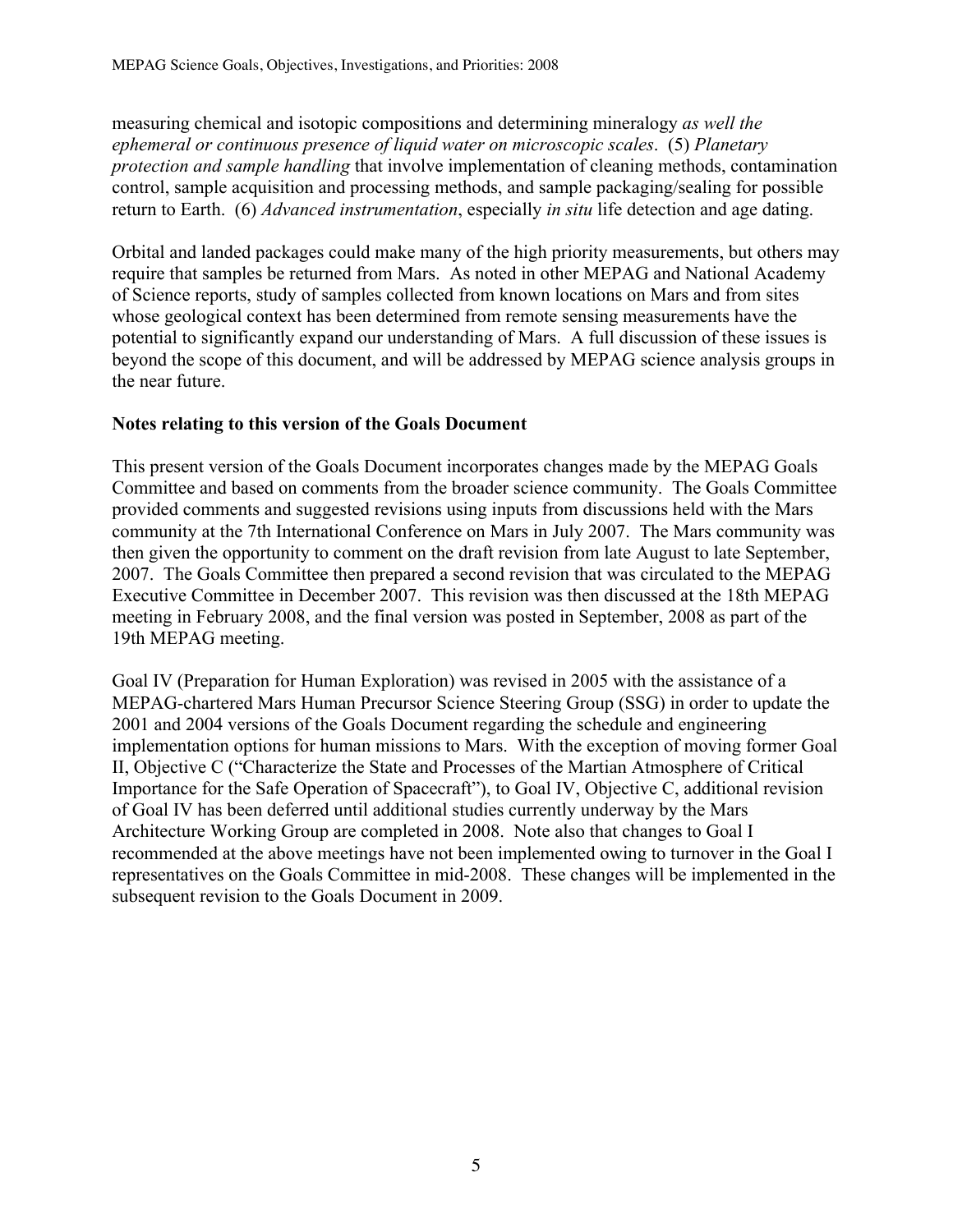measuring chemical and isotopic compositions and determining mineralogy *as well the ephemeral or continuous presence of liquid water on microscopic scales*. (5) *Planetary protection and sample handling* that involve implementation of cleaning methods, contamination control, sample acquisition and processing methods, and sample packaging/sealing for possible return to Earth. (6) *Advanced instrumentation*, especially *in situ* life detection and age dating.

Orbital and landed packages could make many of the high priority measurements, but others may require that samples be returned from Mars. As noted in other MEPAG and National Academy of Science reports, study of samples collected from known locations on Mars and from sites whose geological context has been determined from remote sensing measurements have the potential to significantly expand our understanding of Mars. A full discussion of these issues is beyond the scope of this document, and will be addressed by MEPAG science analysis groups in the near future.

**Notes relating to this version of the Goals Document**

This present version of the Goals Document incorporates changes made by the MEPAG Goals Committee and based on comments from the broader science community. The Goals Committee provided comments and suggested revisions using inputs from discussions held with the Mars community at the 7th International Conference on Mars in July 2007. The Mars community was then given the opportunity to comment on the draft revision from late August to late September, 2007. The Goals Committee then prepared a second revision that was circulated to the MEPAG Executive Committee in December 2007. This revision was then discussed at the 18th MEPAG meeting in February 2008, and the final version was posted in September, 2008 as part of the 19th MEPAG meeting.

Goal IV (Preparation for Human Exploration) was revised in 2005 with the assistance of a MEPAG-chartered Mars Human Precursor Science Steering Group (SSG) in order to update the 2001 and 2004 versions of the Goals Document regarding the schedule and engineering implementation options for human missions to Mars. With the exception of moving former Goal II, Objective C ("Characterize the State and Processes of the Martian Atmosphere of Critical Importance for the Safe Operation of Spacecraft"), to Goal IV, Objective C, additional revision of Goal IV has been deferred until additional studies currently underway by the Mars Architecture Working Group are completed in 2008. Note also that changes to Goal I recommended at the above meetings have not been implemented owing to turnover in the Goal I representatives on the Goals Committee in mid-2008. These changes will be implemented in the subsequent revision to the Goals Document in 2009.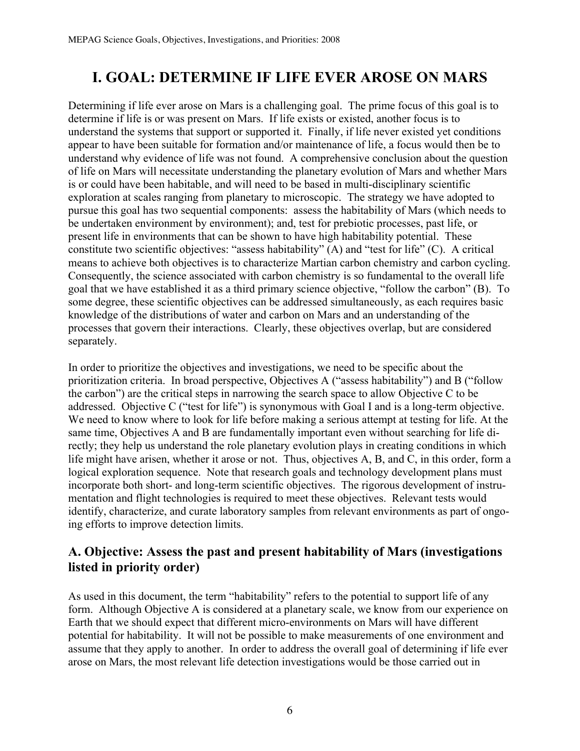# I. GOAL: DETERMINE IF LIFE EVER AROSE ON MARS

Determining if life ever arose on Mars is a challenging goal. The prime focus of this goal is to determine if life is or was present on Mars. If life exists or existed, another focus is to understand the systems that support or supported it. Finally, if life never existed yet conditions appear to have been suitable for formation and/or maintenance of life, a focus would then be to understand why evidence of life was not found. A comprehensive conclusion about the question of life on Mars will necessitate understanding the planetary evolution of Mars and whether Mars is or could have been habitable, and will need to be based in multi-disciplinary scientific exploration at scales ranging from planetary to microscopic. The strategy we have adopted to pursue this goal has two sequential components: assess the habitability of Mars (which needs to be undertaken environment by environment); and, test for prebiotic processes, past life, or present life in environments that can be shown to have high habitability potential. These constitute two scientific objectives: "assess habitability" (A) and "test for life" (C). A critical means to achieve both objectives is to characterize Martian carbon chemistry and carbon cycling. Consequently, the science associated with carbon chemistry is so fundamental to the overall life goal that we have established it as a third primary science objective, "follow the carbon" (B). To some degree, these scientific objectives can be addressed simultaneously, as each requires basic knowledge of the distributions of water and carbon on Mars and an understanding of the processes that govern their interactions. Clearly, these objectives overlap, but are considered separately.

In order to prioritize the objectives and investigations, we need to be specific about the prioritization criteria. In broad perspective, Objectives A ("assess habitability") and B ("follow the carbon") are the critical steps in narrowing the search space to allow Objective C to be addressed. Objective C ("test for life") is synonymous with Goal I and is a long-term objective. We need to know where to look for life before making a serious attempt at testing for life. At the same time, Objectives A and B are fundamentally important even without searching for life directly; they help us understand the role planetary evolution plays in creating conditions in which life might have arisen, whether it arose or not. Thus, objectives A, B, and C, in this order, form a logical exploration sequence. Note that research goals and technology development plans must incorporate both short- and long-term scientific objectives. The rigorous development of instrumentation and flight technologies is required to meet these objectives. Relevant tests would identify, characterize, and curate laboratory samples from relevant environments as part of ongoing efforts to improve detection limits.

## A. Objective: Assess the past and present habitability of Mars (investigations listed in priority order)

As used in this document, the term "habitability" refers to the potential to support life of any form. Although Objective A is considered at a planetary scale, we know from our experience on Earth that we should expect that different micro-environments on Mars will have different potential for habitability. It will not be possible to make measurements of one environment and assume that they apply to another. In order to address the overall goal of determining if life ever arose on Mars, the most relevant life detection investigations would be those carried out in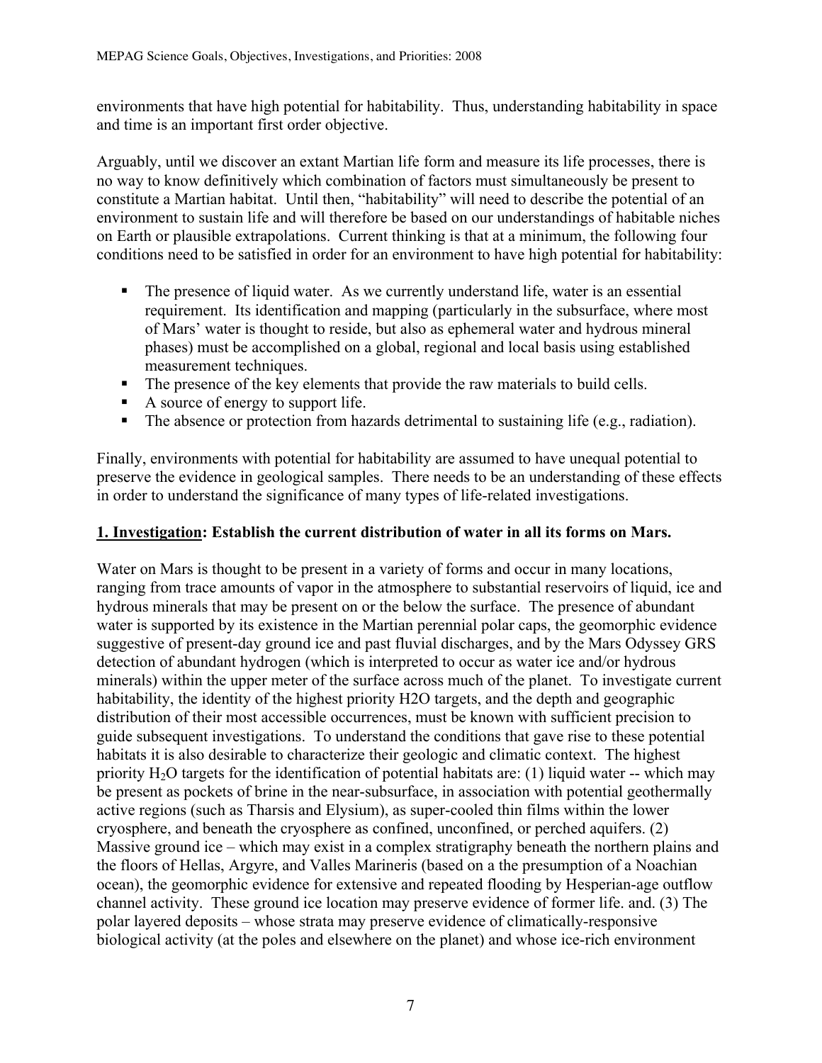environments that have high potential for habitability. Thus, understanding habitability in space and time is an important first order objective.

Arguably, until we discover an extant Martian life form and measure its life processes, there is no way to know definitively which combination of factors must simultaneously be present to constitute a Martian habitat. Until then, "habitability" will need to describe the potential of an environment to sustain life and will therefore be based on our understandings of habitable niches on Earth or plausible extrapolations. Current thinking is that at a minimum, the following four conditions need to be satisfied in order for an environment to have high potential for habitability:

- The presence of liquid water. As we currently understand life, water is an essential requirement. Its identification and mapping (particularly in the subsurface, where most of Mars' water is thought to reside, but also as ephemeral water and hydrous mineral phases) must be accomplished on a global, regional and local basis using established measurement techniques.
- The presence of the key elements that provide the raw materials to build cells.
- A source of energy to support life.
- The absence or protection from hazards detrimental to sustaining life (e.g., radiation).

Finally, environments with potential for habitability are assumed to have unequal potential to preserve the evidence in geological samples. There needs to be an understanding of these effects in order to understand the significance of many types of life-related investigations.

**<u>1. Investigation</u>: Establish the current distribution of water in all its forms on Mars.**

Water on Mars is thought to be present in a variety of forms and occur in many locations, ranging from trace amounts of vapor in the atmosphere to substantial reservoirs of liquid, ice and hydrous minerals that may be present on or the below the surface. The presence of abundant water is supported by its existence in the Martian perennial polar caps, the geomorphic evidence suggestive of present-day ground ice and past fluvial discharges, and by the Mars Odyssey GRS detection of abundant hydrogen (which is interpreted to occur as water ice and/or hydrous minerals) within the upper meter of the surface across much of the planet. To investigate current habitability, the identity of the highest priority H2O targets, and the depth and geographic distribution of their most accessible occurrences, must be known with sufficient precision to guide subsequent investigations. To understand the conditions that gave rise to these potential habitats it is also desirable to characterize their geologic and climatic context. The highest priority $H_2O$ targets for the identification of potential habitats are: (1) liquid water -- which may be present as pockets of brine in the near-subsurface, in association with potential geothermally active regions (such as Tharsis and Elysium), as super-cooled thin films within the lower cryosphere, and beneath the cryosphere as confined, unconfined, or perched aquifers. (2) Massive ground ice – which may exist in a complex stratigraphy beneath the northern plains and the floors of Hellas, Argyre, and Valles Marineris (based on a the presumption of a Noachian ocean), the geomorphic evidence for extensive and repeated flooding by Hesperian-age outflow channel activity. These ground ice location may preserve evidence of former life. and. (3) The polar layered deposits – whose strata may preserve evidence of climatically-responsive biological activity (at the poles and elsewhere on the planet) and whose ice-rich environment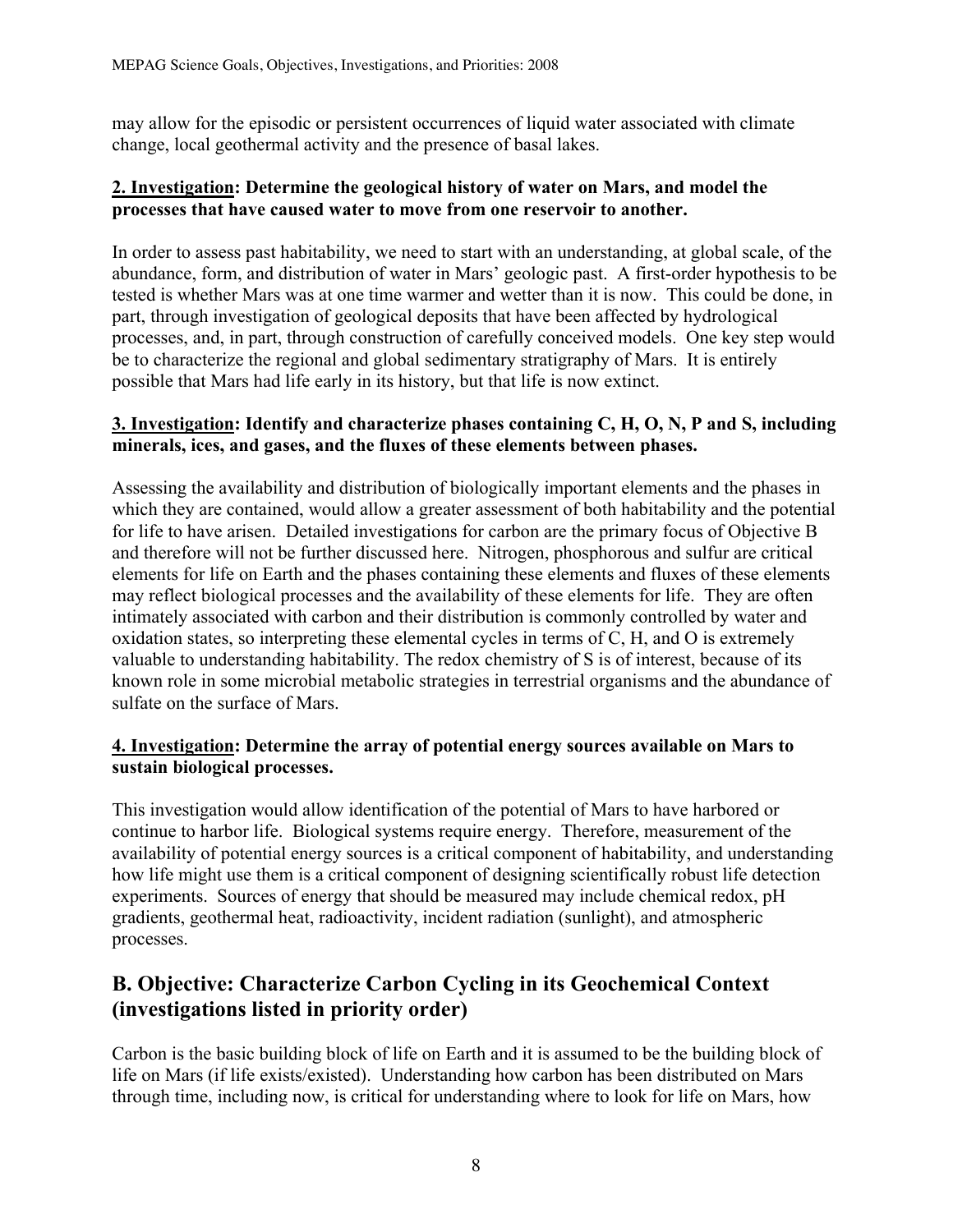may allow for the episodic or persistent occurrences of liquid water associated with climate change, local geothermal activity and the presence of basal lakes.

**2. Investigation: Determine the geological history of water on Mars, and model the processes that have caused water to move from one reservoir to another.**

In order to assess past habitability, we need to start with an understanding, at global scale, of the abundance, form, and distribution of water in Mars' geologic past. A first-order hypothesis to be tested is whether Mars was at one time warmer and wetter than it is now. This could be done, in part, through investigation of geological deposits that have been affected by hydrological processes, and, in part, through construction of carefully conceived models. One key step would be to characterize the regional and global sedimentary stratigraphy of Mars. It is entirely possible that Mars had life early in its history, but that life is now extinct.

**3. Investigation: Identify and characterize phases containing C, H, O, N, P and S, including minerals, ices, and gases, and the fluxes of these elements between phases.**

Assessing the availability and distribution of biologically important elements and the phases in which they are contained, would allow a greater assessment of both habitability and the potential for life to have arisen. Detailed investigations for carbon are the primary focus of Objective B and therefore will not be further discussed here. Nitrogen, phosphorous and sulfur are critical elements for life on Earth and the phases containing these elements and fluxes of these elements may reflect biological processes and the availability of these elements for life. They are often intimately associated with carbon and their distribution is commonly controlled by water and oxidation states, so interpreting these elemental cycles in terms of C, H, and O is extremely valuable to understanding habitability. The redox chemistry of S is of interest, because of its known role in some microbial metabolic strategies in terrestrial organisms and the abundance of sulfate on the surface of Mars.

**4. Investigation: Determine the array of potential energy sources available on Mars to sustain biological processes.**

This investigation would allow identification of the potential of Mars to have harbored or continue to harbor life. Biological systems require energy. Therefore, measurement of the availability of potential energy sources is a critical component of habitability, and understanding how life might use them is a critical component of designing scientifically robust life detection experiments. Sources of energy that should be measured may include chemical redox, pH gradients, geothermal heat, radioactivity, incident radiation (sunlight), and atmospheric processes.

## B. Objective: Characterize Carbon Cycling in its Geochemical Context (investigations listed in priority order)

Carbon is the basic building block of life on Earth and it is assumed to be the building block of life on Mars (if life exists/existed). Understanding how carbon has been distributed on Mars through time, including now, is critical for understanding where to look for life on Mars, how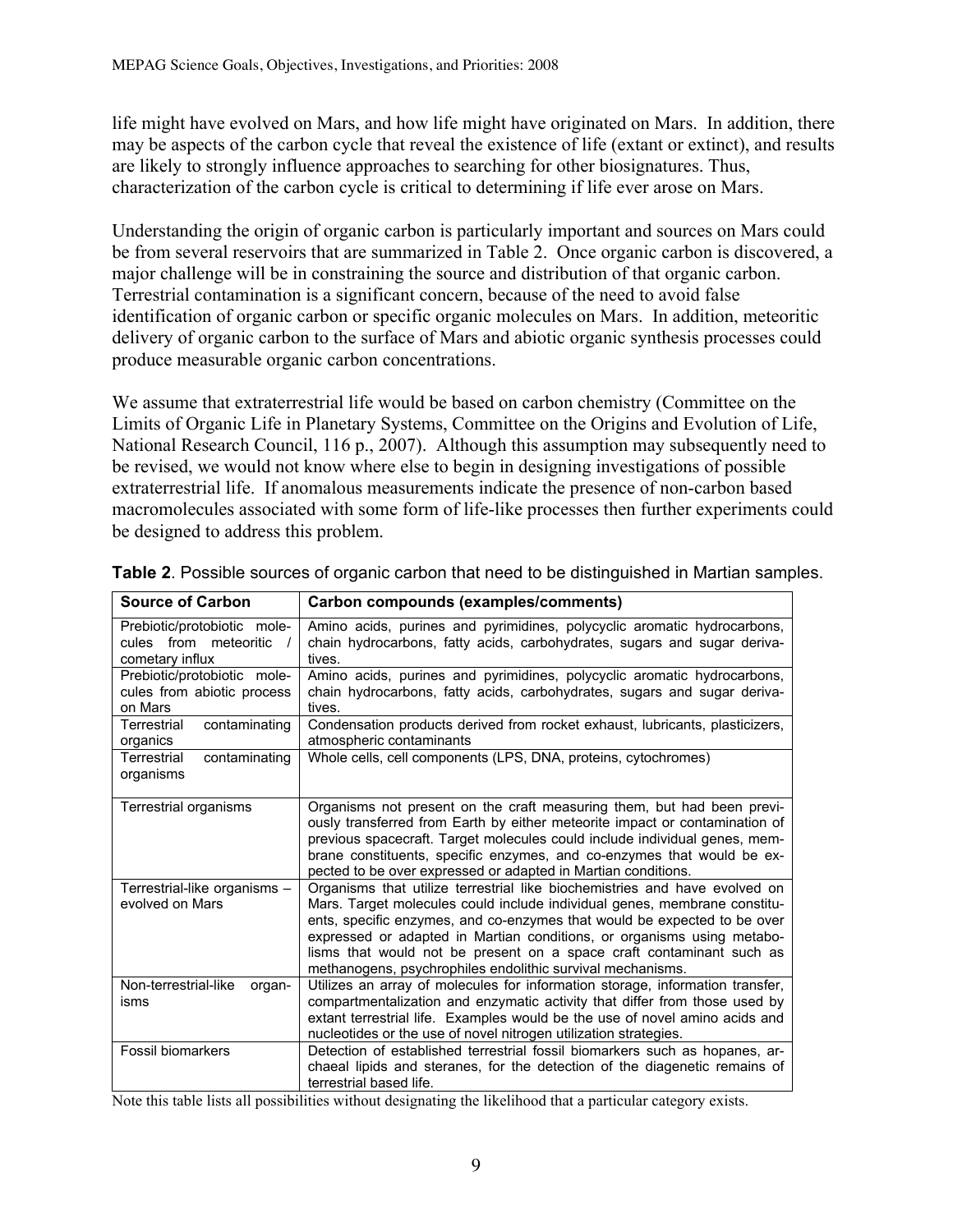life might have evolved on Mars, and how life might have originated on Mars. In addition, there may be aspects of the carbon cycle that reveal the existence of life (extant or extinct), and results are likely to strongly influence approaches to searching for other biosignatures. Thus, characterization of the carbon cycle is critical to determining if life ever arose on Mars.

Understanding the origin of organic carbon is particularly important and sources on Mars could be from several reservoirs that are summarized in Table 2. Once organic carbon is discovered, a major challenge will be in constraining the source and distribution of that organic carbon. Terrestrial contamination is a significant concern, because of the need to avoid false identification of organic carbon or specific organic molecules on Mars. In addition, meteoritic delivery of organic carbon to the surface of Mars and abiotic organic synthesis processes could produce measurable organic carbon concentrations.

We assume that extraterrestrial life would be based on carbon chemistry (Committee on the Limits of Organic Life in Planetary Systems, Committee on the Origins and Evolution of Life, National Research Council, 116 p., 2007). Although this assumption may subsequently need to be revised, we would not know where else to begin in designing investigations of possible extraterrestrial life. If anomalous measurements indicate the presence of non-carbon based macromolecules associated with some form of life-like processes then further experiments could be designed to address this problem.

**Table 2**. Possible sources of organic carbon that need to be distinguished in Martian samples.

| Source of Carbon | Carbon compounds (examples/comments) |
|---|---|
| Prebiotic/protobiotic molecules from meteoritic / cometary influx | Amino acids, purines and pyrimidines, polycyclic aromatic hydrocarbons, chain hydrocarbons, fatty acids, carbohydrates, sugars and sugar derivatives. |
| Prebiotic/protobiotic molecules from abiotic process on Mars | Amino acids, purines and pyrimidines, polycyclic aromatic hydrocarbons, chain hydrocarbons, fatty acids, carbohydrates, sugars and sugar derivatives. |
| Terrestrial contaminating organics | Condensation products derived from rocket exhaust, lubricants, plasticizers, atmospheric contaminants |
| Terrestrial contaminating organisms | Whole cells, cell components (LPS, DNA, proteins, cytochromes) |
| Terrestrial organisms | Organisms not present on the craft measuring them, but had been previously transferred from Earth by either meteorite impact or contamination of previous spacecraft. Target molecules could include individual genes, membrane constituents, specific enzymes, and co-enzymes that would be expected to be over expressed or adapted in Martian conditions. |
| Terrestrial-like organisms – evolved on Mars | Organisms that utilize terrestrial like biochemistries and have evolved on Mars. Target molecules could include individual genes, membrane constituents, specific enzymes, and co-enzymes that would be expected to be over expressed or adapted in Martian conditions, or organisms using metabolisms that would not be present on a space craft contaminant such as methanogens, psychrophiles endolithic survival mechanisms. |
| Non-terrestrial-like organisms | Utilizes an array of molecules for information storage, information transfer, compartmentalization and enzymatic activity that differ from those used by extant terrestrial life. Examples would be the use of novel amino acids and nucleotides or the use of novel nitrogen utilization strategies. |
| Fossil biomarkers | Detection of established terrestrial fossil biomarkers such as hopanes, archaeal lipids and steranes, for the detection of the diagenetic remains of terrestrial based life. |

Note this table lists all possibilities without designating the likelihood that a particular category exists.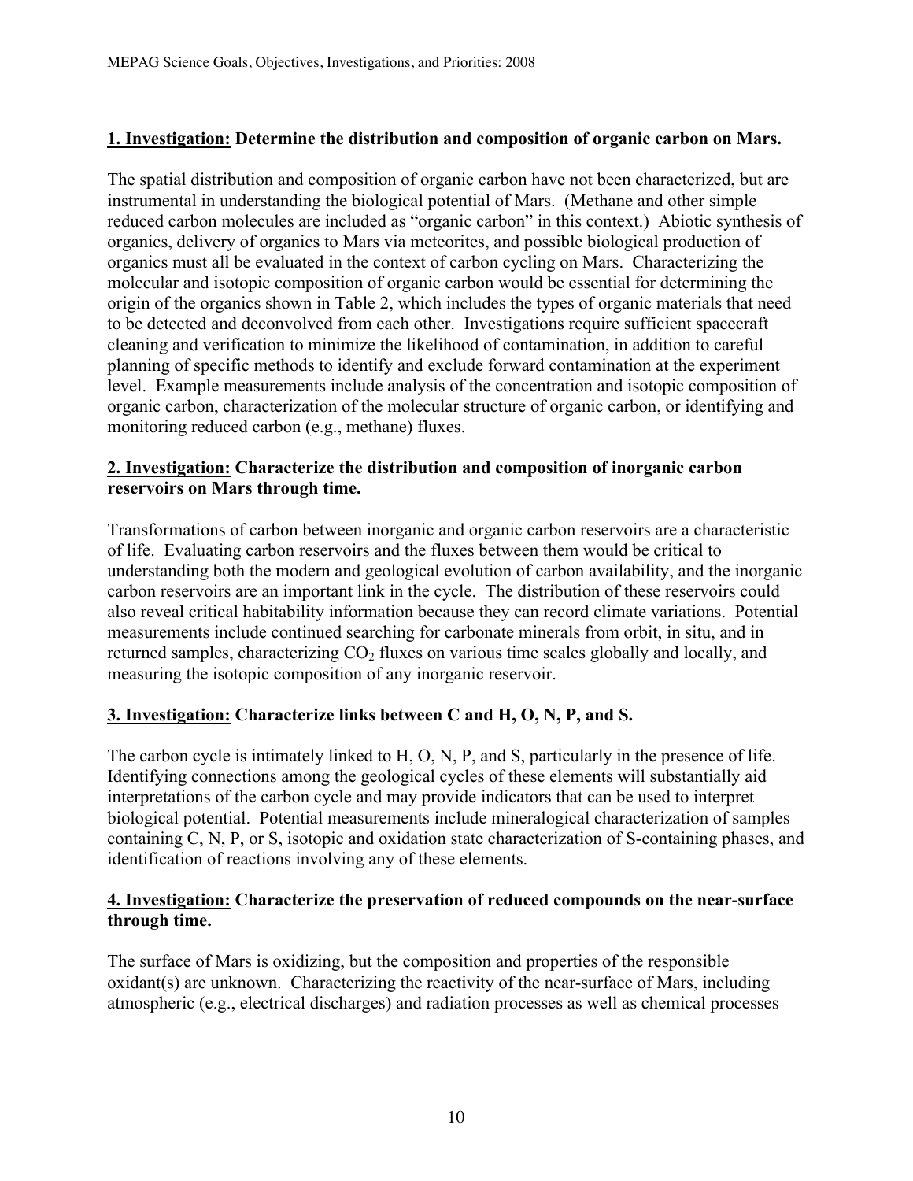**<u>1. Investigation:</u> Determine the distribution and composition of organic carbon on Mars.**

The spatial distribution and composition of organic carbon have not been characterized, but are instrumental in understanding the biological potential of Mars. (Methane and other simple reduced carbon molecules are included as "organic carbon" in this context.) Abiotic synthesis of organics, delivery of organics to Mars via meteorites, and possible biological production of organics must all be evaluated in the context of carbon cycling on Mars. Characterizing the molecular and isotopic composition of organic carbon would be essential for determining the origin of the organics shown in Table 2, which includes the types of organic materials that need to be detected and deconvolved from each other. Investigations require sufficient spacecraft cleaning and verification to minimize the likelihood of contamination, in addition to careful planning of specific methods to identify and exclude forward contamination at the experiment level. Example measurements include analysis of the concentration and isotopic composition of organic carbon, characterization of the molecular structure of organic carbon, or identifying and monitoring reduced carbon (e.g., methane) fluxes.

**<u>2. Investigation:</u> Characterize the distribution and composition of inorganic carbon reservoirs on Mars through time.**

Transformations of carbon between inorganic and organic carbon reservoirs are a characteristic of life. Evaluating carbon reservoirs and the fluxes between them would be critical to understanding both the modern and geological evolution of carbon availability, and the inorganic carbon reservoirs are an important link in the cycle. The distribution of these reservoirs could also reveal critical habitability information because they can record climate variations. Potential measurements include continued searching for carbonate minerals from orbit, in situ, and in returned samples, characterizing $CO_2$ fluxes on various time scales globally and locally, and measuring the isotopic composition of any inorganic reservoir.

**<u>3. Investigation:</u> Characterize links between C and H, O, N, P, and S.**

The carbon cycle is intimately linked to H, O, N, P, and S, particularly in the presence of life. Identifying connections among the geological cycles of these elements will substantially aid interpretations of the carbon cycle and may provide indicators that can be used to interpret biological potential. Potential measurements include mineralogical characterization of samples containing C, N, P, or S, isotopic and oxidation state characterization of S-containing phases, and identification of reactions involving any of these elements.

**<u>4. Investigation:</u> Characterize the preservation of reduced compounds on the near-surface through time.**

The surface of Mars is oxidizing, but the composition and properties of the responsible oxidant(s) are unknown. Characterizing the reactivity of the near-surface of Mars, including atmospheric (e.g., electrical discharges) and radiation processes as well as chemical processes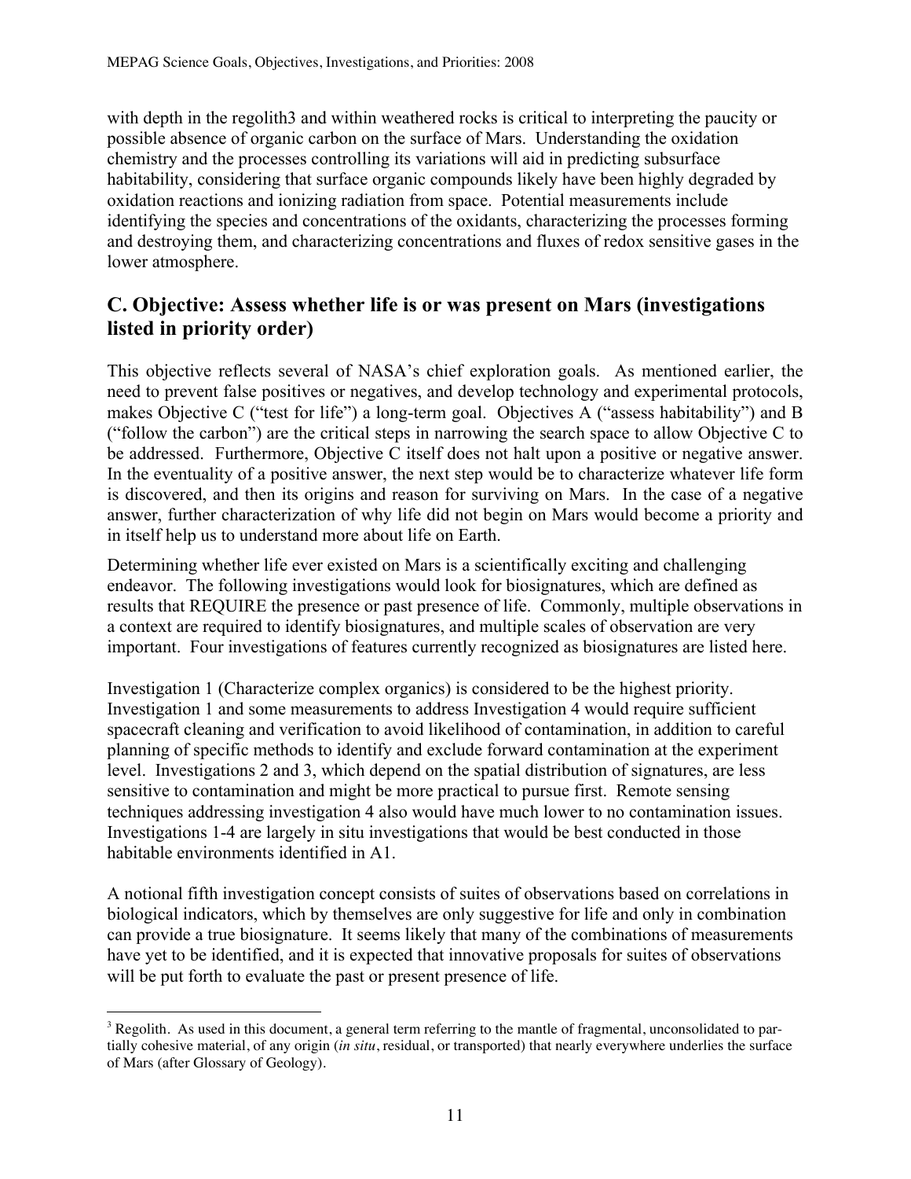with depth in the regolith3 and within weathered rocks is critical to interpreting the paucity or possible absence of organic carbon on the surface of Mars. Understanding the oxidation chemistry and the processes controlling its variations will aid in predicting subsurface habitability, considering that surface organic compounds likely have been highly degraded by oxidation reactions and ionizing radiation from space. Potential measurements include identifying the species and concentrations of the oxidants, characterizing the processes forming and destroying them, and characterizing concentrations and fluxes of redox sensitive gases in the lower atmosphere.

## C. Objective: Assess whether life is or was present on Mars (investigations listed in priority order)

This objective reflects several of NASA's chief exploration goals. As mentioned earlier, the need to prevent false positives or negatives, and develop technology and experimental protocols, makes Objective C ("test for life") a long-term goal. Objectives A ("assess habitability") and B ("follow the carbon") are the critical steps in narrowing the search space to allow Objective C to be addressed. Furthermore, Objective C itself does not halt upon a positive or negative answer. In the eventuality of a positive answer, the next step would be to characterize whatever life form is discovered, and then its origins and reason for surviving on Mars. In the case of a negative answer, further characterization of why life did not begin on Mars would become a priority and in itself help us to understand more about life on Earth.

Determining whether life ever existed on Mars is a scientifically exciting and challenging endeavor. The following investigations would look for biosignatures, which are defined as results that REQUIRE the presence or past presence of life. Commonly, multiple observations in a context are required to identify biosignatures, and multiple scales of observation are very important. Four investigations of features currently recognized as biosignatures are listed here.

Investigation 1 (Characterize complex organics) is considered to be the highest priority. Investigation 1 and some measurements to address Investigation 4 would require sufficient spacecraft cleaning and verification to avoid likelihood of contamination, in addition to careful planning of specific methods to identify and exclude forward contamination at the experiment level. Investigations 2 and 3, which depend on the spatial distribution of signatures, are less sensitive to contamination and might be more practical to pursue first. Remote sensing techniques addressing investigation 4 also would have much lower to no contamination issues. Investigations 1-4 are largely in situ investigations that would be best conducted in those habitable environments identified in A1.

A notional fifth investigation concept consists of suites of observations based on correlations in biological indicators, which by themselves are only suggestive for life and only in combination can provide a true biosignature. It seems likely that many of the combinations of measurements have yet to be identified, and it is expected that innovative proposals for suites of observations will be put forth to evaluate the past or present presence of life.

---

[3] Regolith. As used in this document, a general term referring to the mantle of fragmental, unconsolidated to partially cohesive material, of any origin (*in situ*, residual, or transported) that nearly everywhere underlies the surface of Mars (after Glossary of Geology).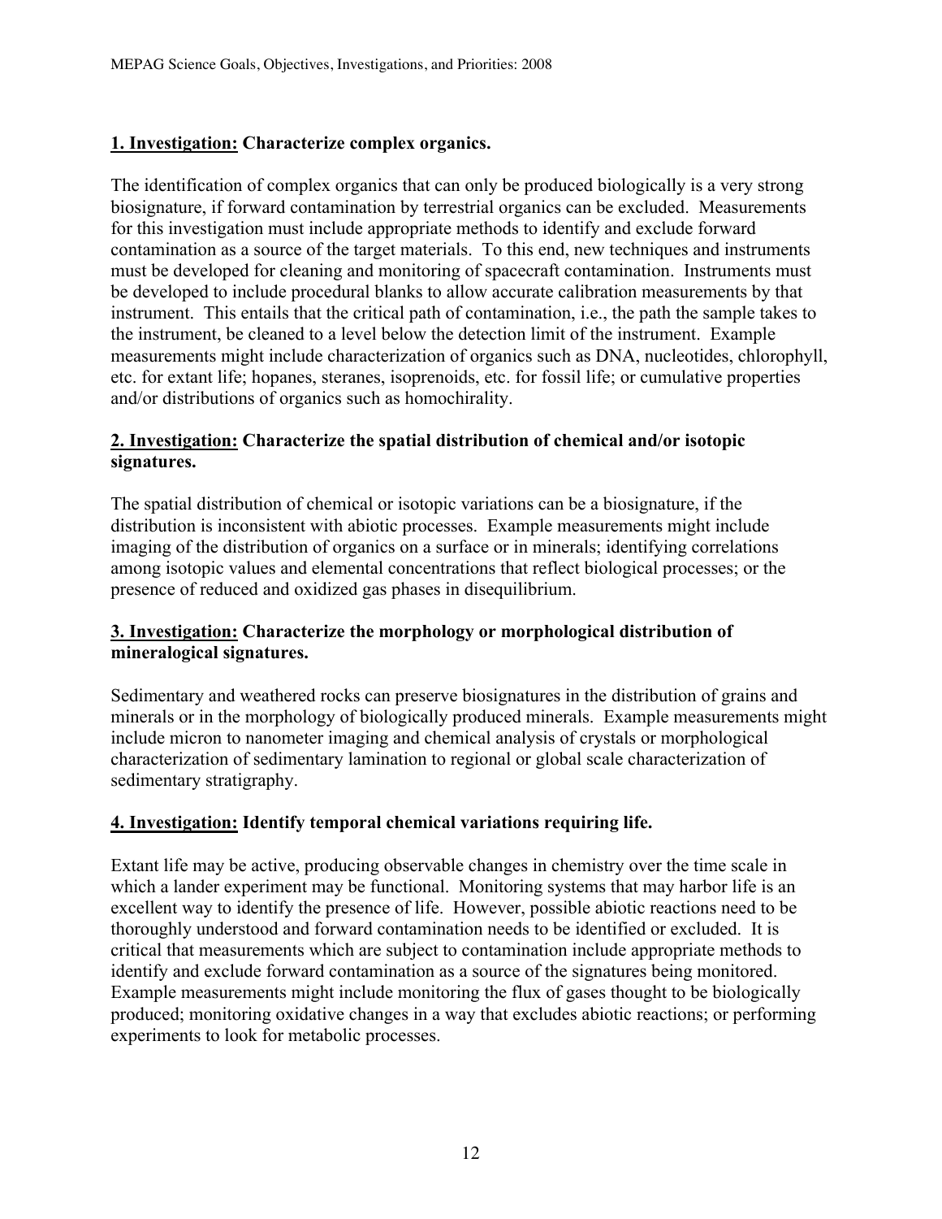**<u>1. Investigation:</u> Characterize complex organics.**

The identification of complex organics that can only be produced biologically is a very strong biosignature, if forward contamination by terrestrial organics can be excluded. Measurements for this investigation must include appropriate methods to identify and exclude forward contamination as a source of the target materials. To this end, new techniques and instruments must be developed for cleaning and monitoring of spacecraft contamination. Instruments must be developed to include procedural blanks to allow accurate calibration measurements by that instrument. This entails that the critical path of contamination, i.e., the path the sample takes to the instrument, be cleaned to a level below the detection limit of the instrument. Example measurements might include characterization of organics such as DNA, nucleotides, chlorophyll, etc. for extant life; hopanes, steranes, isoprenoids, etc. for fossil life; or cumulative properties and/or distributions of organics such as homochirality.

**<u>2. Investigation:</u> Characterize the spatial distribution of chemical and/or isotopic signatures.**

The spatial distribution of chemical or isotopic variations can be a biosignature, if the distribution is inconsistent with abiotic processes. Example measurements might include imaging of the distribution of organics on a surface or in minerals; identifying correlations among isotopic values and elemental concentrations that reflect biological processes; or the presence of reduced and oxidized gas phases in disequilibrium.

**<u>3. Investigation:</u> Characterize the morphology or morphological distribution of mineralogical signatures.**

Sedimentary and weathered rocks can preserve biosignatures in the distribution of grains and minerals or in the morphology of biologically produced minerals. Example measurements might include micron to nanometer imaging and chemical analysis of crystals or morphological characterization of sedimentary lamination to regional or global scale characterization of sedimentary stratigraphy.

**<u>4. Investigation:</u> Identify temporal chemical variations requiring life.**

Extant life may be active, producing observable changes in chemistry over the time scale in which a lander experiment may be functional. Monitoring systems that may harbor life is an excellent way to identify the presence of life. However, possible abiotic reactions need to be thoroughly understood and forward contamination needs to be identified or excluded. It is critical that measurements which are subject to contamination include appropriate methods to identify and exclude forward contamination as a source of the signatures being monitored. Example measurements might include monitoring the flux of gases thought to be biologically produced; monitoring oxidative changes in a way that excludes abiotic reactions; or performing experiments to look for metabolic processes.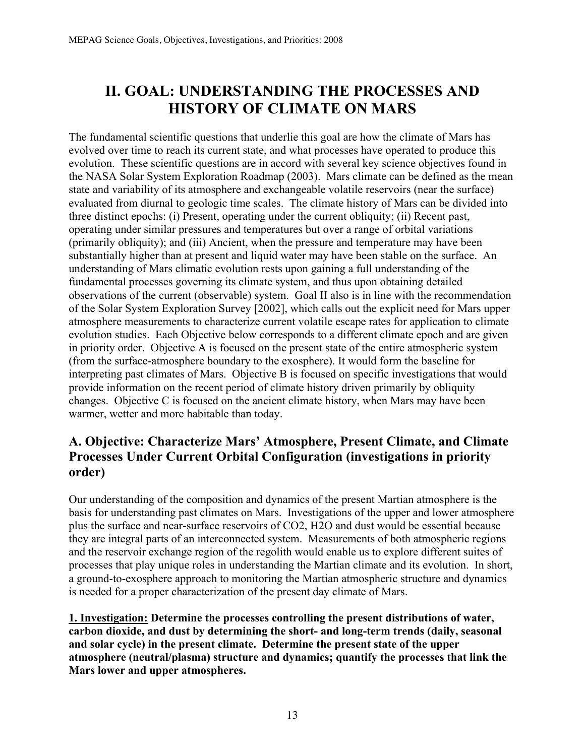# II. GOAL: UNDERSTANDING THE PROCESSES AND HISTORY OF CLIMATE ON MARS

The fundamental scientific questions that underlie this goal are how the climate of Mars has evolved over time to reach its current state, and what processes have operated to produce this evolution. These scientific questions are in accord with several key science objectives found in the NASA Solar System Exploration Roadmap (2003). Mars climate can be defined as the mean state and variability of its atmosphere and exchangeable volatile reservoirs (near the surface) evaluated from diurnal to geologic time scales. The climate history of Mars can be divided into three distinct epochs: (i) Present, operating under the current obliquity; (ii) Recent past, operating under similar pressures and temperatures but over a range of orbital variations (primarily obliquity); and (iii) Ancient, when the pressure and temperature may have been substantially higher than at present and liquid water may have been stable on the surface. An understanding of Mars climatic evolution rests upon gaining a full understanding of the fundamental processes governing its climate system, and thus upon obtaining detailed observations of the current (observable) system. Goal II also is in line with the recommendation of the Solar System Exploration Survey [2002], which calls out the explicit need for Mars upper atmosphere measurements to characterize current volatile escape rates for application to climate evolution studies. Each Objective below corresponds to a different climate epoch and are given in priority order. Objective A is focused on the present state of the entire atmospheric system (from the surface-atmosphere boundary to the exosphere). It would form the baseline for interpreting past climates of Mars. Objective B is focused on specific investigations that would provide information on the recent period of climate history driven primarily by obliquity changes. Objective C is focused on the ancient climate history, when Mars may have been warmer, wetter and more habitable than today.

## A. Objective: Characterize Mars' Atmosphere, Present Climate, and Climate Processes Under Current Orbital Configuration (investigations in priority order)

Our understanding of the composition and dynamics of the present Martian atmosphere is the basis for understanding past climates on Mars. Investigations of the upper and lower atmosphere plus the surface and near-surface reservoirs of $CO_2$, $H_2O$ and dust would be essential because they are integral parts of an interconnected system. Measurements of both atmospheric regions and the reservoir exchange region of the regolith would enable us to explore different suites of processes that play unique roles in understanding the Martian climate and its evolution. In short, a ground-to-exosphere approach to monitoring the Martian atmospheric structure and dynamics is needed for a proper characterization of the present day climate of Mars.

**1. Investigation: Determine the processes controlling the present distributions of water, carbon dioxide, and dust by determining the short- and long-term trends (daily, seasonal and solar cycle) in the present climate. Determine the present state of the upper atmosphere (neutral/plasma) structure and dynamics; quantify the processes that link the Mars lower and upper atmospheres.**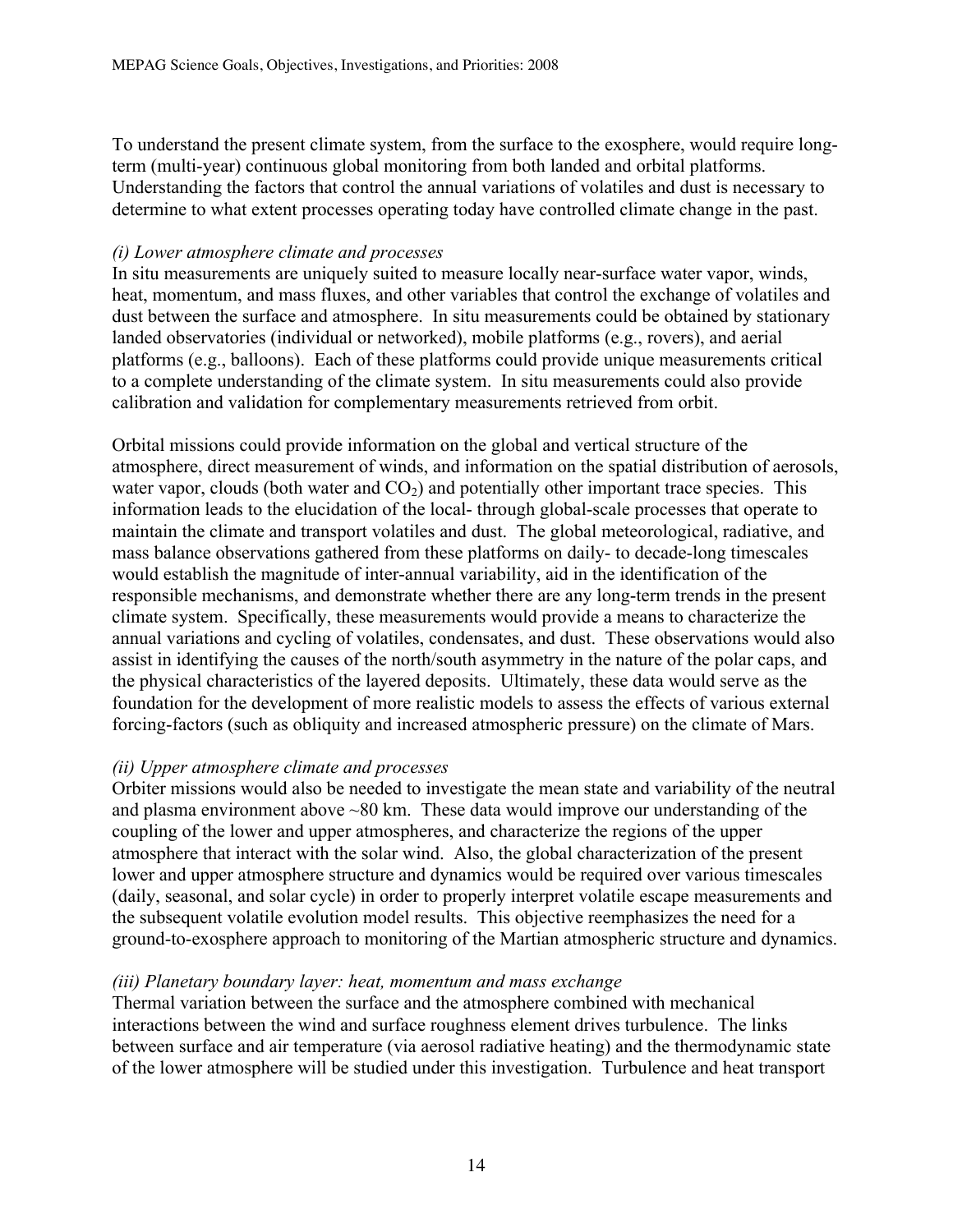To understand the present climate system, from the surface to the exosphere, would require long-term (multi-year) continuous global monitoring from both landed and orbital platforms. Understanding the factors that control the annual variations of volatiles and dust is necessary to determine to what extent processes operating today have controlled climate change in the past.

*(i) Lower atmosphere climate and processes*

In situ measurements are uniquely suited to measure locally near-surface water vapor, winds, heat, momentum, and mass fluxes, and other variables that control the exchange of volatiles and dust between the surface and atmosphere. In situ measurements could be obtained by stationary landed observatories (individual or networked), mobile platforms (e.g., rovers), and aerial platforms (e.g., balloons). Each of these platforms could provide unique measurements critical to a complete understanding of the climate system. In situ measurements could also provide calibration and validation for complementary measurements retrieved from orbit.

Orbital missions could provide information on the global and vertical structure of the atmosphere, direct measurement of winds, and information on the spatial distribution of aerosols, water vapor, clouds (both water and $CO_2$) and potentially other important trace species. This information leads to the elucidation of the local- through global-scale processes that operate to maintain the climate and transport volatiles and dust. The global meteorological, radiative, and mass balance observations gathered from these platforms on daily- to decade-long timescales would establish the magnitude of inter-annual variability, aid in the identification of the responsible mechanisms, and demonstrate whether there are any long-term trends in the present climate system. Specifically, these measurements would provide a means to characterize the annual variations and cycling of volatiles, condensates, and dust. These observations would also assist in identifying the causes of the north/south asymmetry in the nature of the polar caps, and the physical characteristics of the layered deposits. Ultimately, these data would serve as the foundation for the development of more realistic models to assess the effects of various external forcing-factors (such as obliquity and increased atmospheric pressure) on the climate of Mars.

*(ii) Upper atmosphere climate and processes*

Orbiter missions would also be needed to investigate the mean state and variability of the neutral and plasma environment above ~80 km. These data would improve our understanding of the coupling of the lower and upper atmospheres, and characterize the regions of the upper atmosphere that interact with the solar wind. Also, the global characterization of the present lower and upper atmosphere structure and dynamics would be required over various timescales (daily, seasonal, and solar cycle) in order to properly interpret volatile escape measurements and the subsequent volatile evolution model results. This objective reemphasizes the need for a ground-to-exosphere approach to monitoring of the Martian atmospheric structure and dynamics.

*(iii) Planetary boundary layer: heat, momentum and mass exchange*

Thermal variation between the surface and the atmosphere combined with mechanical interactions between the wind and surface roughness element drives turbulence. The links between surface and air temperature (via aerosol radiative heating) and the thermodynamic state of the lower atmosphere will be studied under this investigation. Turbulence and heat transport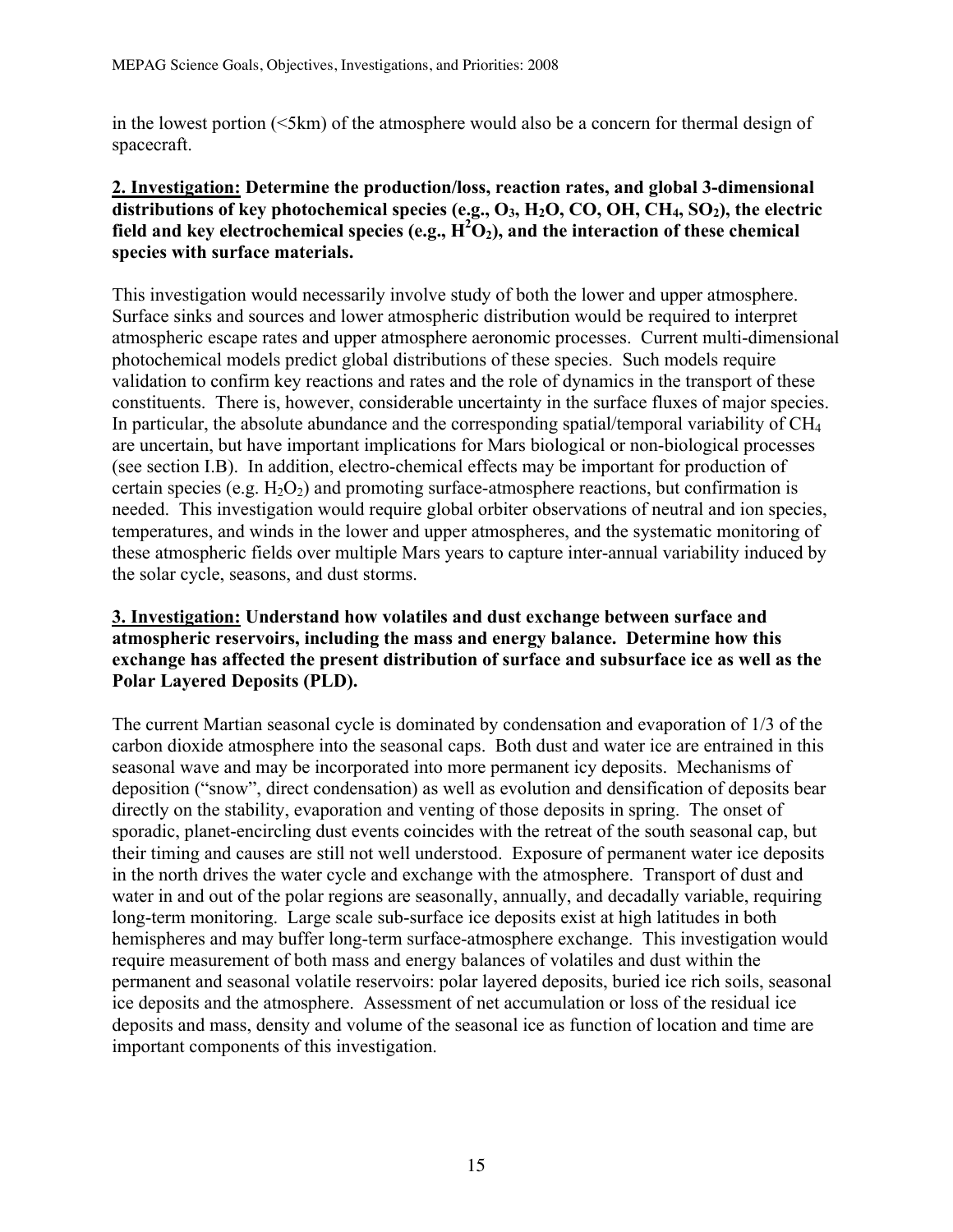in the lowest portion (<5km) of the atmosphere would also be a concern for thermal design of spacecraft.

**<u>2. Investigation:</u> Determine the production/loss, reaction rates, and global 3-dimensional distributions of key photochemical species (e.g., $O_3$, $H_2O$, CO, OH, $CH_4$, $SO_2$), the electric field and key electrochemical species (e.g., $H^2O_2$), and the interaction of these chemical species with surface materials.**

This investigation would necessarily involve study of both the lower and upper atmosphere. Surface sinks and sources and lower atmospheric distribution would be required to interpret atmospheric escape rates and upper atmosphere aeronomic processes. Current multi-dimensional photochemical models predict global distributions of these species. Such models require validation to confirm key reactions and rates and the role of dynamics in the transport of these constituents. There is, however, considerable uncertainty in the surface fluxes of major species. In particular, the absolute abundance and the corresponding spatial/temporal variability of $CH_4$ are uncertain, but have important implications for Mars biological or non-biological processes (see section I.B). In addition, electro-chemical effects may be important for production of certain species (e.g. $H_2O_2$) and promoting surface-atmosphere reactions, but confirmation is needed. This investigation would require global orbiter observations of neutral and ion species, temperatures, and winds in the lower and upper atmospheres, and the systematic monitoring of these atmospheric fields over multiple Mars years to capture inter-annual variability induced by the solar cycle, seasons, and dust storms.

**<u>3. Investigation:</u> Understand how volatiles and dust exchange between surface and atmospheric reservoirs, including the mass and energy balance. Determine how this exchange has affected the present distribution of surface and subsurface ice as well as the Polar Layered Deposits (PLD).**

The current Martian seasonal cycle is dominated by condensation and evaporation of 1/3 of the carbon dioxide atmosphere into the seasonal caps. Both dust and water ice are entrained in this seasonal wave and may be incorporated into more permanent icy deposits. Mechanisms of deposition ("snow", direct condensation) as well as evolution and densification of deposits bear directly on the stability, evaporation and venting of those deposits in spring. The onset of sporadic, planet-encircling dust events coincides with the retreat of the south seasonal cap, but their timing and causes are still not well understood. Exposure of permanent water ice deposits in the north drives the water cycle and exchange with the atmosphere. Transport of dust and water in and out of the polar regions are seasonally, annually, and decadally variable, requiring long-term monitoring. Large scale sub-surface ice deposits exist at high latitudes in both hemispheres and may buffer long-term surface-atmosphere exchange. This investigation would require measurement of both mass and energy balances of volatiles and dust within the permanent and seasonal volatile reservoirs: polar layered deposits, buried ice rich soils, seasonal ice deposits and the atmosphere. Assessment of net accumulation or loss of the residual ice deposits and mass, density and volume of the seasonal ice as function of location and time are important components of this investigation.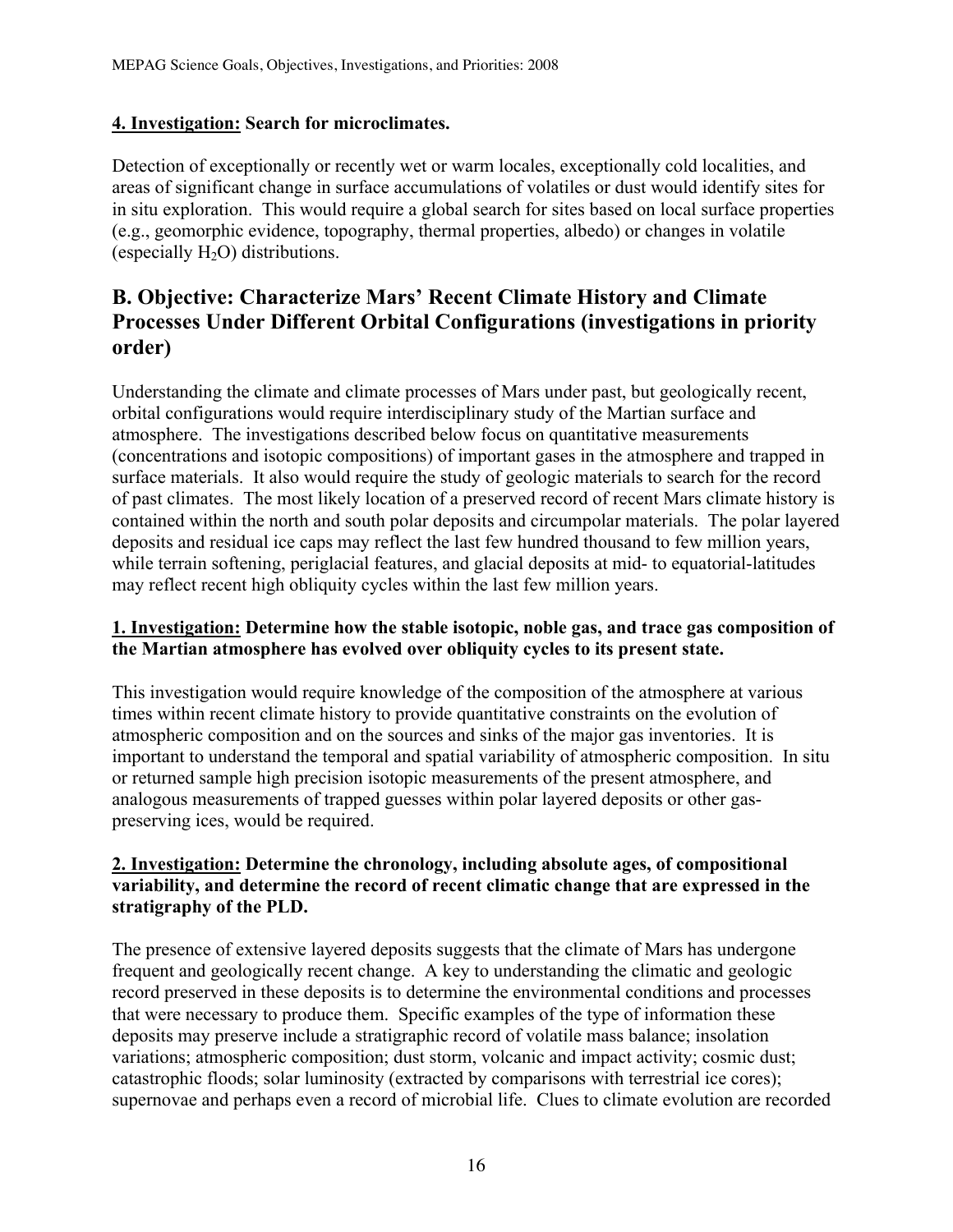**4. Investigation: Search for microclimates.**

Detection of exceptionally or recently wet or warm locales, exceptionally cold localities, and areas of significant change in surface accumulations of volatiles or dust would identify sites for in situ exploration. This would require a global search for sites based on local surface properties (e.g., geomorphic evidence, topography, thermal properties, albedo) or changes in volatile (especially $H_2O$) distributions.

## B. Objective: Characterize Mars' Recent Climate History and Climate Processes Under Different Orbital Configurations (investigations in priority order)

Understanding the climate and climate processes of Mars under past, but geologically recent, orbital configurations would require interdisciplinary study of the Martian surface and atmosphere. The investigations described below focus on quantitative measurements (concentrations and isotopic compositions) of important gases in the atmosphere and trapped in surface materials. It also would require the study of geologic materials to search for the record of past climates. The most likely location of a preserved record of recent Mars climate history is contained within the north and south polar deposits and circumpolar materials. The polar layered deposits and residual ice caps may reflect the last few hundred thousand to few million years, while terrain softening, periglacial features, and glacial deposits at mid- to equatorial-latitudes may reflect recent high obliquity cycles within the last few million years.

**1. Investigation: Determine how the stable isotopic, noble gas, and trace gas composition of the Martian atmosphere has evolved over obliquity cycles to its present state.**

This investigation would require knowledge of the composition of the atmosphere at various times within recent climate history to provide quantitative constraints on the evolution of atmospheric composition and on the sources and sinks of the major gas inventories. It is important to understand the temporal and spatial variability of atmospheric composition. In situ or returned sample high precision isotopic measurements of the present atmosphere, and analogous measurements of trapped guesses within polar layered deposits or other gas-preserving ices, would be required.

**2. Investigation: Determine the chronology, including absolute ages, of compositional variability, and determine the record of recent climatic change that are expressed in the stratigraphy of the PLD.**

The presence of extensive layered deposits suggests that the climate of Mars has undergone frequent and geologically recent change. A key to understanding the climatic and geologic record preserved in these deposits is to determine the environmental conditions and processes that were necessary to produce them. Specific examples of the type of information these deposits may preserve include a stratigraphic record of volatile mass balance; insolation variations; atmospheric composition; dust storm, volcanic and impact activity; cosmic dust; catastrophic floods; solar luminosity (extracted by comparisons with terrestrial ice cores); supernovae and perhaps even a record of microbial life. Clues to climate evolution are recorded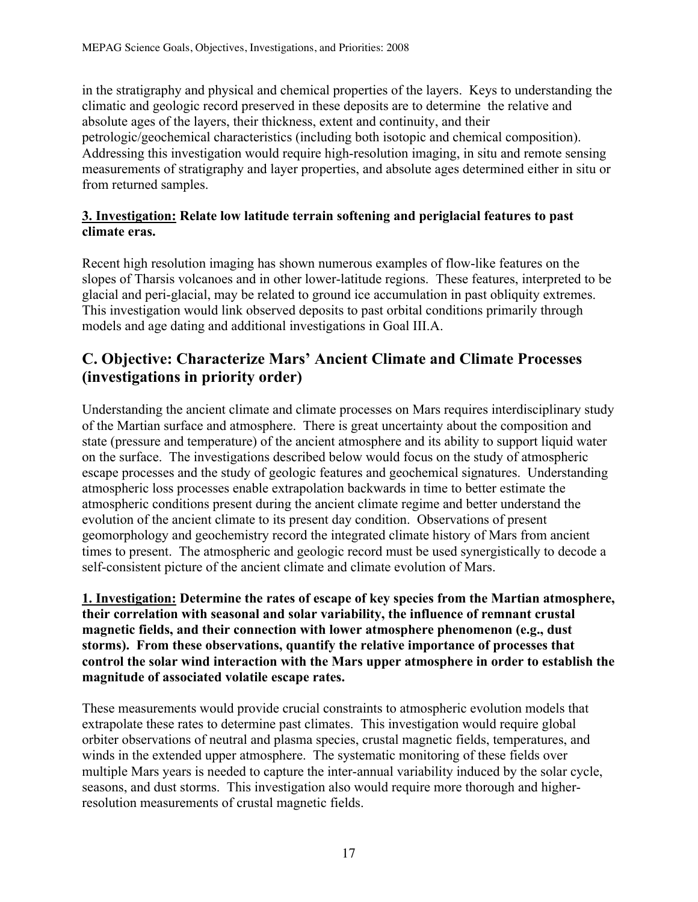in the stratigraphy and physical and chemical properties of the layers. Keys to understanding the climatic and geologic record preserved in these deposits are to determine the relative and absolute ages of the layers, their thickness, extent and continuity, and their petrologic/geochemical characteristics (including both isotopic and chemical composition). Addressing this investigation would require high-resolution imaging, in situ and remote sensing measurements of stratigraphy and layer properties, and absolute ages determined either in situ or from returned samples.

**3. Investigation: Relate low latitude terrain softening and periglacial features to past climate eras.**

Recent high resolution imaging has shown numerous examples of flow-like features on the slopes of Tharsis volcanoes and in other lower-latitude regions. These features, interpreted to be glacial and peri-glacial, may be related to ground ice accumulation in past obliquity extremes. This investigation would link observed deposits to past orbital conditions primarily through models and age dating and additional investigations in Goal III.A.

## C. Objective: Characterize Mars' Ancient Climate and Climate Processes (investigations in priority order)

Understanding the ancient climate and climate processes on Mars requires interdisciplinary study of the Martian surface and atmosphere. There is great uncertainty about the composition and state (pressure and temperature) of the ancient atmosphere and its ability to support liquid water on the surface. The investigations described below would focus on the study of atmospheric escape processes and the study of geologic features and geochemical signatures. Understanding atmospheric loss processes enable extrapolation backwards in time to better estimate the atmospheric conditions present during the ancient climate regime and better understand the evolution of the ancient climate to its present day condition. Observations of present geomorphology and geochemistry record the integrated climate history of Mars from ancient times to present. The atmospheric and geologic record must be used synergistically to decode a self-consistent picture of the ancient climate and climate evolution of Mars.

**1. Investigation: Determine the rates of escape of key species from the Martian atmosphere, their correlation with seasonal and solar variability, the influence of remnant crustal magnetic fields, and their connection with lower atmosphere phenomenon (e.g., dust storms). From these observations, quantify the relative importance of processes that control the solar wind interaction with the Mars upper atmosphere in order to establish the magnitude of associated volatile escape rates.**

These measurements would provide crucial constraints to atmospheric evolution models that extrapolate these rates to determine past climates. This investigation would require global orbiter observations of neutral and plasma species, crustal magnetic fields, temperatures, and winds in the extended upper atmosphere. The systematic monitoring of these fields over multiple Mars years is needed to capture the inter-annual variability induced by the solar cycle, seasons, and dust storms. This investigation also would require more thorough and higher-resolution measurements of crustal magnetic fields.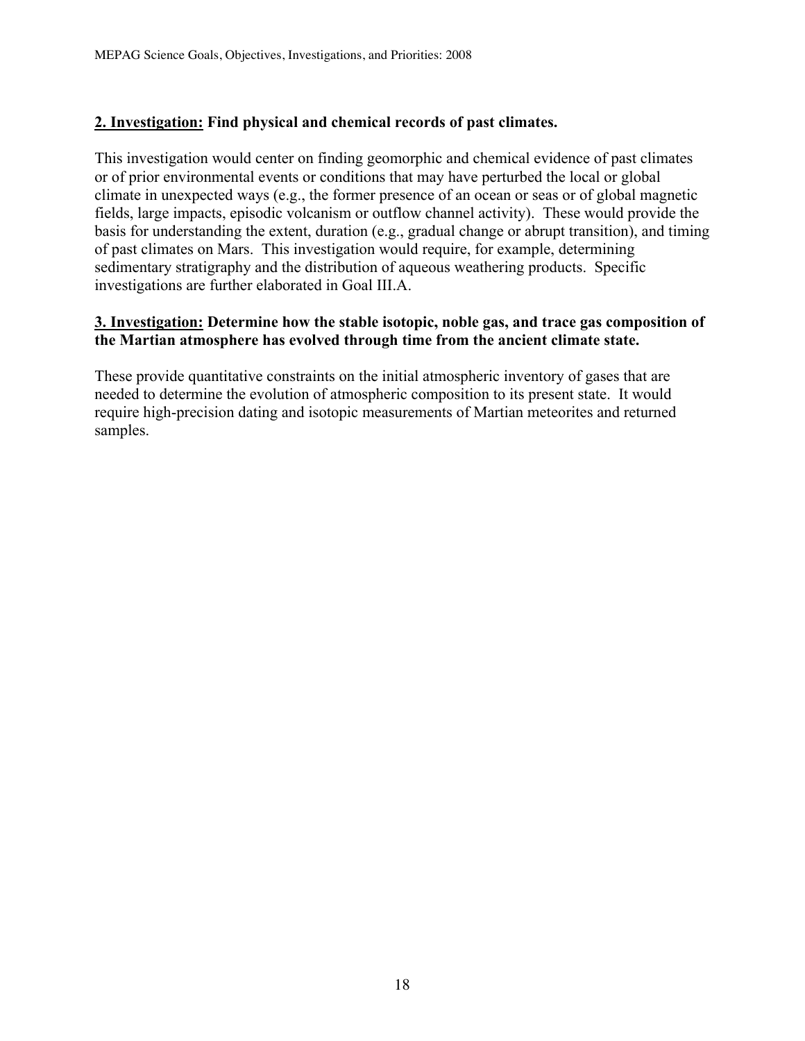**<u>2. Investigation:</u> Find physical and chemical records of past climates.**

This investigation would center on finding geomorphic and chemical evidence of past climates or of prior environmental events or conditions that may have perturbed the local or global climate in unexpected ways (e.g., the former presence of an ocean or seas or of global magnetic fields, large impacts, episodic volcanism or outflow channel activity). These would provide the basis for understanding the extent, duration (e.g., gradual change or abrupt transition), and timing of past climates on Mars. This investigation would require, for example, determining sedimentary stratigraphy and the distribution of aqueous weathering products. Specific investigations are further elaborated in Goal III.A.

**<u>3. Investigation:</u> Determine how the stable isotopic, noble gas, and trace gas composition of the Martian atmosphere has evolved through time from the ancient climate state.**

These provide quantitative constraints on the initial atmospheric inventory of gases that are needed to determine the evolution of atmospheric composition to its present state. It would require high-precision dating and isotopic measurements of Martian meteorites and returned samples.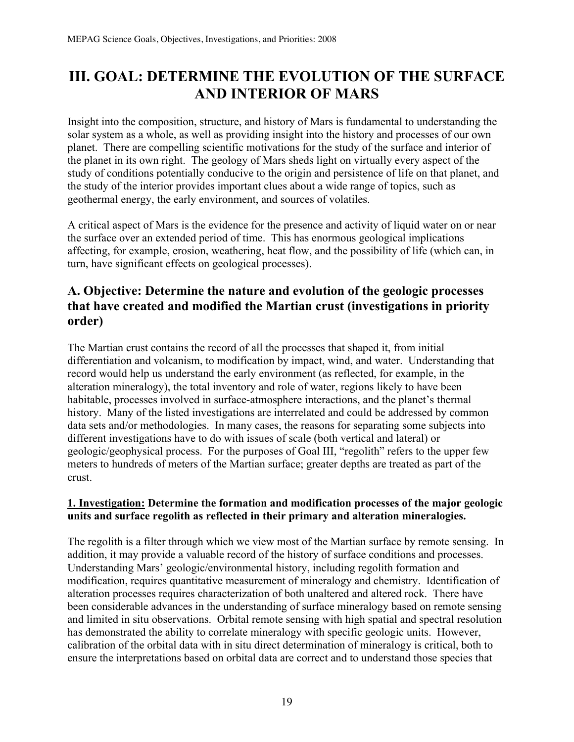# III. GOAL: DETERMINE THE EVOLUTION OF THE SURFACE AND INTERIOR OF MARS

Insight into the composition, structure, and history of Mars is fundamental to understanding the solar system as a whole, as well as providing insight into the history and processes of our own planet. There are compelling scientific motivations for the study of the surface and interior of the planet in its own right. The geology of Mars sheds light on virtually every aspect of the study of conditions potentially conducive to the origin and persistence of life on that planet, and the study of the interior provides important clues about a wide range of topics, such as geothermal energy, the early environment, and sources of volatiles.

A critical aspect of Mars is the evidence for the presence and activity of liquid water on or near the surface over an extended period of time. This has enormous geological implications affecting, for example, erosion, weathering, heat flow, and the possibility of life (which can, in turn, have significant effects on geological processes).

## A. Objective: Determine the nature and evolution of the geologic processes that have created and modified the Martian crust (investigations in priority order)

The Martian crust contains the record of all the processes that shaped it, from initial differentiation and volcanism, to modification by impact, wind, and water. Understanding that record would help us understand the early environment (as reflected, for example, in the alteration mineralogy), the total inventory and role of water, regions likely to have been habitable, processes involved in surface-atmosphere interactions, and the planet's thermal history. Many of the listed investigations are interrelated and could be addressed by common data sets and/or methodologies. In many cases, the reasons for separating some subjects into different investigations have to do with issues of scale (both vertical and lateral) or geologic/geophysical process. For the purposes of Goal III, "regolith" refers to the upper few meters to hundreds of meters of the Martian surface; greater depths are treated as part of the crust.

**1. Investigation: Determine the formation and modification processes of the major geologic units and surface regolith as reflected in their primary and alteration mineralogies.**

The regolith is a filter through which we view most of the Martian surface by remote sensing. In addition, it may provide a valuable record of the history of surface conditions and processes. Understanding Mars' geologic/environmental history, including regolith formation and modification, requires quantitative measurement of mineralogy and chemistry. Identification of alteration processes requires characterization of both unaltered and altered rock. There have been considerable advances in the understanding of surface mineralogy based on remote sensing and limited in situ observations. Orbital remote sensing with high spatial and spectral resolution has demonstrated the ability to correlate mineralogy with specific geologic units. However, calibration of the orbital data with in situ direct determination of mineralogy is critical, both to ensure the interpretations based on orbital data are correct and to understand those species that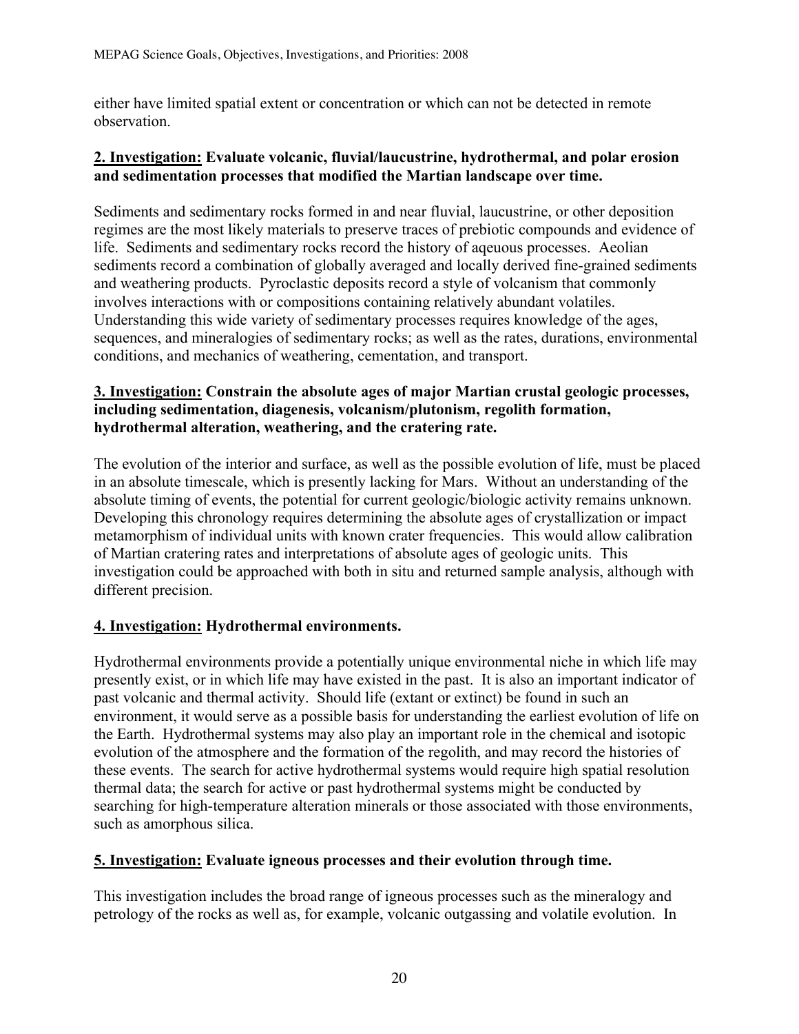either have limited spatial extent or concentration or which can not be detected in remote observation.

**2. Investigation: Evaluate volcanic, fluvial/laucustrine, hydrothermal, and polar erosion and sedimentation processes that modified the Martian landscape over time.**

Sediments and sedimentary rocks formed in and near fluvial, laucustrine, or other deposition regimes are the most likely materials to preserve traces of prebiotic compounds and evidence of life. Sediments and sedimentary rocks record the history of aqeuous processes. Aeolian sediments record a combination of globally averaged and locally derived fine-grained sediments and weathering products. Pyroclastic deposits record a style of volcanism that commonly involves interactions with or compositions containing relatively abundant volatiles. Understanding this wide variety of sedimentary processes requires knowledge of the ages, sequences, and mineralogies of sedimentary rocks; as well as the rates, durations, environmental conditions, and mechanics of weathering, cementation, and transport.

**3. Investigation: Constrain the absolute ages of major Martian crustal geologic processes, including sedimentation, diagenesis, volcanism/plutonism, regolith formation, hydrothermal alteration, weathering, and the cratering rate.**

The evolution of the interior and surface, as well as the possible evolution of life, must be placed in an absolute timescale, which is presently lacking for Mars. Without an understanding of the absolute timing of events, the potential for current geologic/biologic activity remains unknown. Developing this chronology requires determining the absolute ages of crystallization or impact metamorphism of individual units with known crater frequencies. This would allow calibration of Martian cratering rates and interpretations of absolute ages of geologic units. This investigation could be approached with both in situ and returned sample analysis, although with different precision.

**4. Investigation: Hydrothermal environments.**

Hydrothermal environments provide a potentially unique environmental niche in which life may presently exist, or in which life may have existed in the past. It is also an important indicator of past volcanic and thermal activity. Should life (extant or extinct) be found in such an environment, it would serve as a possible basis for understanding the earliest evolution of life on the Earth. Hydrothermal systems may also play an important role in the chemical and isotopic evolution of the atmosphere and the formation of the regolith, and may record the histories of these events. The search for active hydrothermal systems would require high spatial resolution thermal data; the search for active or past hydrothermal systems might be conducted by searching for high-temperature alteration minerals or those associated with those environments, such as amorphous silica.

**5. Investigation: Evaluate igneous processes and their evolution through time.**

This investigation includes the broad range of igneous processes such as the mineralogy and petrology of the rocks as well as, for example, volcanic outgassing and volatile evolution. In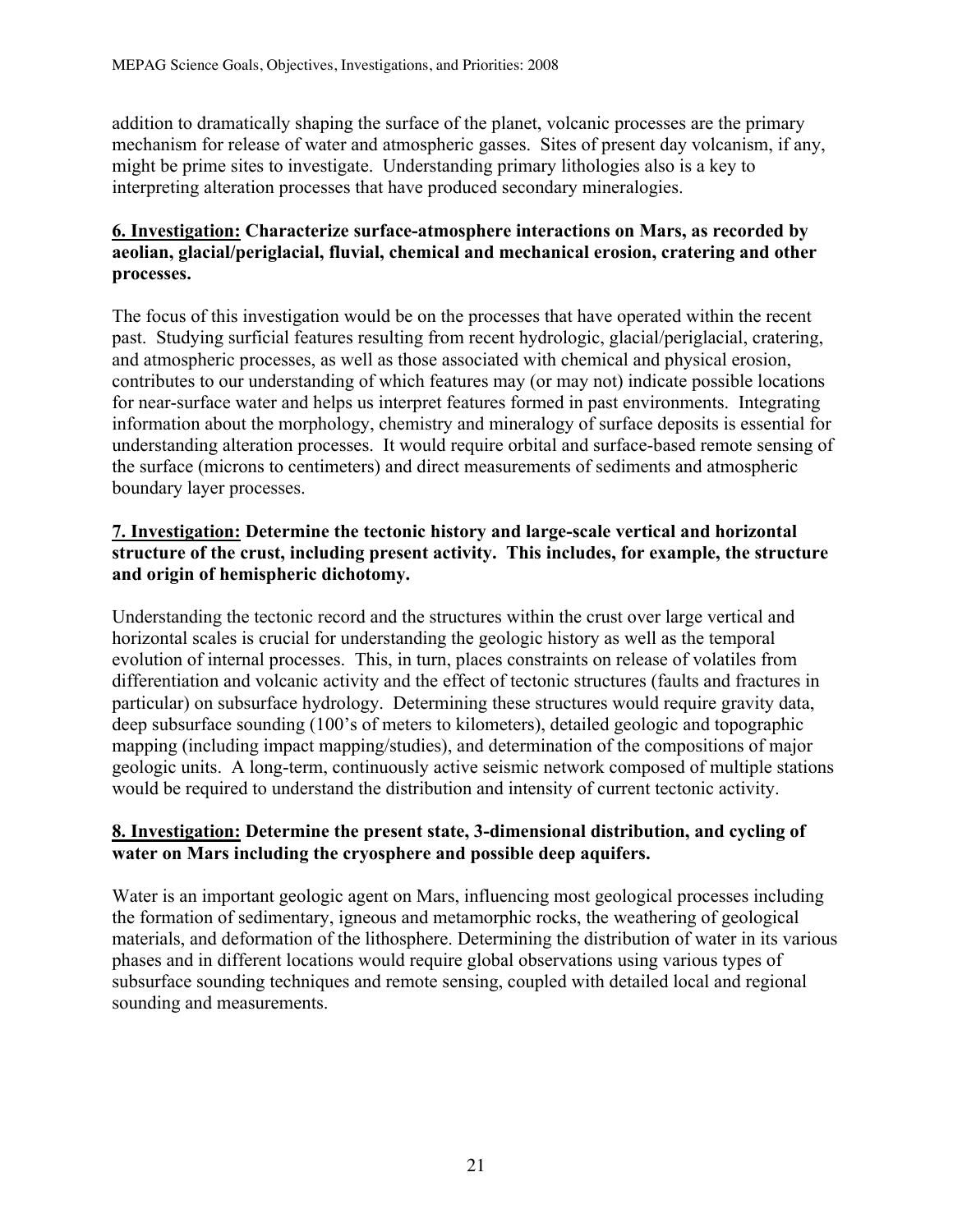addition to dramatically shaping the surface of the planet, volcanic processes are the primary mechanism for release of water and atmospheric gasses. Sites of present day volcanism, if any, might be prime sites to investigate. Understanding primary lithologies also is a key to interpreting alteration processes that have produced secondary mineralogies.

**6. Investigation: Characterize surface-atmosphere interactions on Mars, as recorded by aeolian, glacial/periglacial, fluvial, chemical and mechanical erosion, cratering and other processes.**

The focus of this investigation would be on the processes that have operated within the recent past. Studying surficial features resulting from recent hydrologic, glacial/periglacial, cratering, and atmospheric processes, as well as those associated with chemical and physical erosion, contributes to our understanding of which features may (or may not) indicate possible locations for near-surface water and helps us interpret features formed in past environments. Integrating information about the morphology, chemistry and mineralogy of surface deposits is essential for understanding alteration processes. It would require orbital and surface-based remote sensing of the surface (microns to centimeters) and direct measurements of sediments and atmospheric boundary layer processes.

**7. Investigation: Determine the tectonic history and large-scale vertical and horizontal structure of the crust, including present activity. This includes, for example, the structure and origin of hemispheric dichotomy.**

Understanding the tectonic record and the structures within the crust over large vertical and horizontal scales is crucial for understanding the geologic history as well as the temporal evolution of internal processes. This, in turn, places constraints on release of volatiles from differentiation and volcanic activity and the effect of tectonic structures (faults and fractures in particular) on subsurface hydrology. Determining these structures would require gravity data, deep subsurface sounding (100's of meters to kilometers), detailed geologic and topographic mapping (including impact mapping/studies), and determination of the compositions of major geologic units. A long-term, continuously active seismic network composed of multiple stations would be required to understand the distribution and intensity of current tectonic activity.

**8. Investigation: Determine the present state, 3-dimensional distribution, and cycling of water on Mars including the cryosphere and possible deep aquifers.**

Water is an important geologic agent on Mars, influencing most geological processes including the formation of sedimentary, igneous and metamorphic rocks, the weathering of geological materials, and deformation of the lithosphere. Determining the distribution of water in its various phases and in different locations would require global observations using various types of subsurface sounding techniques and remote sensing, coupled with detailed local and regional sounding and measurements.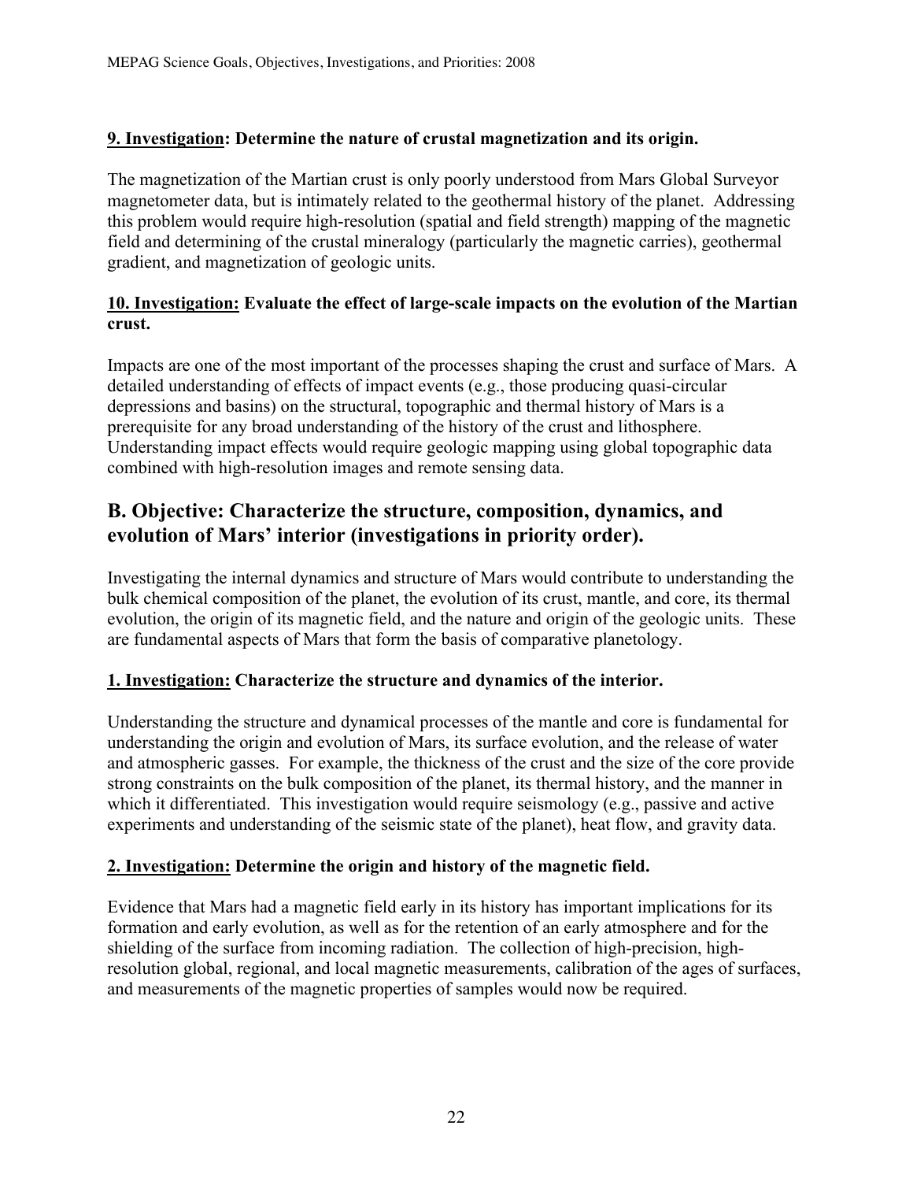**9. Investigation: Determine the nature of crustal magnetization and its origin.**

The magnetization of the Martian crust is only poorly understood from Mars Global Surveyor magnetometer data, but is intimately related to the geothermal history of the planet. Addressing this problem would require high-resolution (spatial and field strength) mapping of the magnetic field and determining of the crustal mineralogy (particularly the magnetic carries), geothermal gradient, and magnetization of geologic units.

**10. Investigation: Evaluate the effect of large-scale impacts on the evolution of the Martian crust.**

Impacts are one of the most important of the processes shaping the crust and surface of Mars. A detailed understanding of effects of impact events (e.g., those producing quasi-circular depressions and basins) on the structural, topographic and thermal history of Mars is a prerequisite for any broad understanding of the history of the crust and lithosphere. Understanding impact effects would require geologic mapping using global topographic data combined with high-resolution images and remote sensing data.

## B. Objective: Characterize the structure, composition, dynamics, and evolution of Mars' interior (investigations in priority order).

Investigating the internal dynamics and structure of Mars would contribute to understanding the bulk chemical composition of the planet, the evolution of its crust, mantle, and core, its thermal evolution, the origin of its magnetic field, and the nature and origin of the geologic units. These are fundamental aspects of Mars that form the basis of comparative planetology.

**1. Investigation: Characterize the structure and dynamics of the interior.**

Understanding the structure and dynamical processes of the mantle and core is fundamental for understanding the origin and evolution of Mars, its surface evolution, and the release of water and atmospheric gasses. For example, the thickness of the crust and the size of the core provide strong constraints on the bulk composition of the planet, its thermal history, and the manner in which it differentiated. This investigation would require seismology (e.g., passive and active experiments and understanding of the seismic state of the planet), heat flow, and gravity data.

**2. Investigation: Determine the origin and history of the magnetic field.**

Evidence that Mars had a magnetic field early in its history has important implications for its formation and early evolution, as well as for the retention of an early atmosphere and for the shielding of the surface from incoming radiation. The collection of high-precision, high-resolution global, regional, and local magnetic measurements, calibration of the ages of surfaces, and measurements of the magnetic properties of samples would now be required.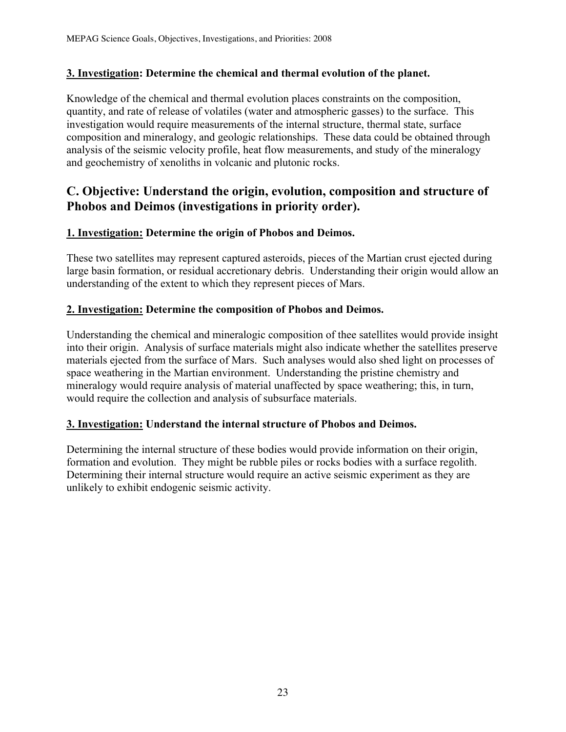**<u>3. Investigation</u>: Determine the chemical and thermal evolution of the planet.**

Knowledge of the chemical and thermal evolution places constraints on the composition, quantity, and rate of release of volatiles (water and atmospheric gasses) to the surface. This investigation would require measurements of the internal structure, thermal state, surface composition and mineralogy, and geologic relationships. These data could be obtained through analysis of the seismic velocity profile, heat flow measurements, and study of the mineralogy and geochemistry of xenoliths in volcanic and plutonic rocks.

## C. Objective: Understand the origin, evolution, composition and structure of Phobos and Deimos (investigations in priority order).

**<u>1. Investigation:</u> Determine the origin of Phobos and Deimos.**

These two satellites may represent captured asteroids, pieces of the Martian crust ejected during large basin formation, or residual accretionary debris. Understanding their origin would allow an understanding of the extent to which they represent pieces of Mars.

**<u>2. Investigation:</u> Determine the composition of Phobos and Deimos.**

Understanding the chemical and mineralogic composition of thee satellites would provide insight into their origin. Analysis of surface materials might also indicate whether the satellites preserve materials ejected from the surface of Mars. Such analyses would also shed light on processes of space weathering in the Martian environment. Understanding the pristine chemistry and mineralogy would require analysis of material unaffected by space weathering; this, in turn, would require the collection and analysis of subsurface materials.

**<u>3. Investigation:</u> Understand the internal structure of Phobos and Deimos.**

Determining the internal structure of these bodies would provide information on their origin, formation and evolution. They might be rubble piles or rocks bodies with a surface regolith. Determining their internal structure would require an active seismic experiment as they are unlikely to exhibit endogenic seismic activity.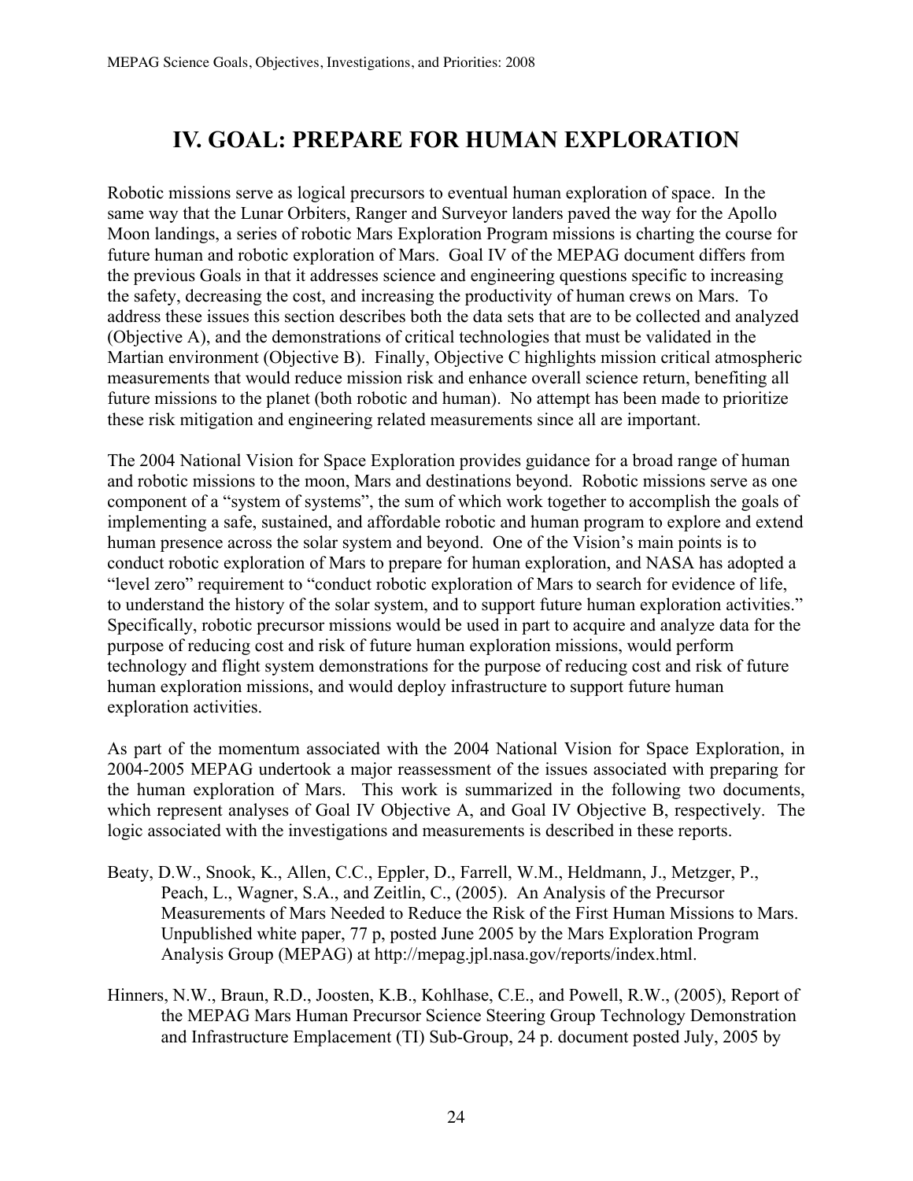# IV. GOAL: PREPARE FOR HUMAN EXPLORATION

Robotic missions serve as logical precursors to eventual human exploration of space. In the same way that the Lunar Orbiters, Ranger and Surveyor landers paved the way for the Apollo Moon landings, a series of robotic Mars Exploration Program missions is charting the course for future human and robotic exploration of Mars. Goal IV of the MEPAG document differs from the previous Goals in that it addresses science and engineering questions specific to increasing the safety, decreasing the cost, and increasing the productivity of human crews on Mars. To address these issues this section describes both the data sets that are to be collected and analyzed (Objective A), and the demonstrations of critical technologies that must be validated in the Martian environment (Objective B). Finally, Objective C highlights mission critical atmospheric measurements that would reduce mission risk and enhance overall science return, benefiting all future missions to the planet (both robotic and human). No attempt has been made to prioritize these risk mitigation and engineering related measurements since all are important.

The 2004 National Vision for Space Exploration provides guidance for a broad range of human and robotic missions to the moon, Mars and destinations beyond. Robotic missions serve as one component of a "system of systems", the sum of which work together to accomplish the goals of implementing a safe, sustained, and affordable robotic and human program to explore and extend human presence across the solar system and beyond. One of the Vision's main points is to conduct robotic exploration of Mars to prepare for human exploration, and NASA has adopted a "level zero" requirement to "conduct robotic exploration of Mars to search for evidence of life, to understand the history of the solar system, and to support future human exploration activities." Specifically, robotic precursor missions would be used in part to acquire and analyze data for the purpose of reducing cost and risk of future human exploration missions, would perform technology and flight system demonstrations for the purpose of reducing cost and risk of future human exploration missions, and would deploy infrastructure to support future human exploration activities.

As part of the momentum associated with the 2004 National Vision for Space Exploration, in 2004-2005 MEPAG undertook a major reassessment of the issues associated with preparing for the human exploration of Mars. This work is summarized in the following two documents, which represent analyses of Goal IV Objective A, and Goal IV Objective B, respectively. The logic associated with the investigations and measurements is described in these reports.

Beaty, D.W., Snook, K., Allen, C.C., Eppler, D., Farrell, W.M., Heldmann, J., Metzger, P., Peach, L., Wagner, S.A., and Zeitlin, C., (2005). An Analysis of the Precursor Measurements of Mars Needed to Reduce the Risk of the First Human Missions to Mars. Unpublished white paper, 77 p, posted June 2005 by the Mars Exploration Program Analysis Group (MEPAG) at http://mepag.jpl.nasa.gov/reports/index.html.

Hinners, N.W., Braun, R.D., Joosten, K.B., Kohlhase, C.E., and Powell, R.W., (2005), Report of the MEPAG Mars Human Precursor Science Steering Group Technology Demonstration and Infrastructure Emplacement (TI) Sub-Group, 24 p. document posted July, 2005 by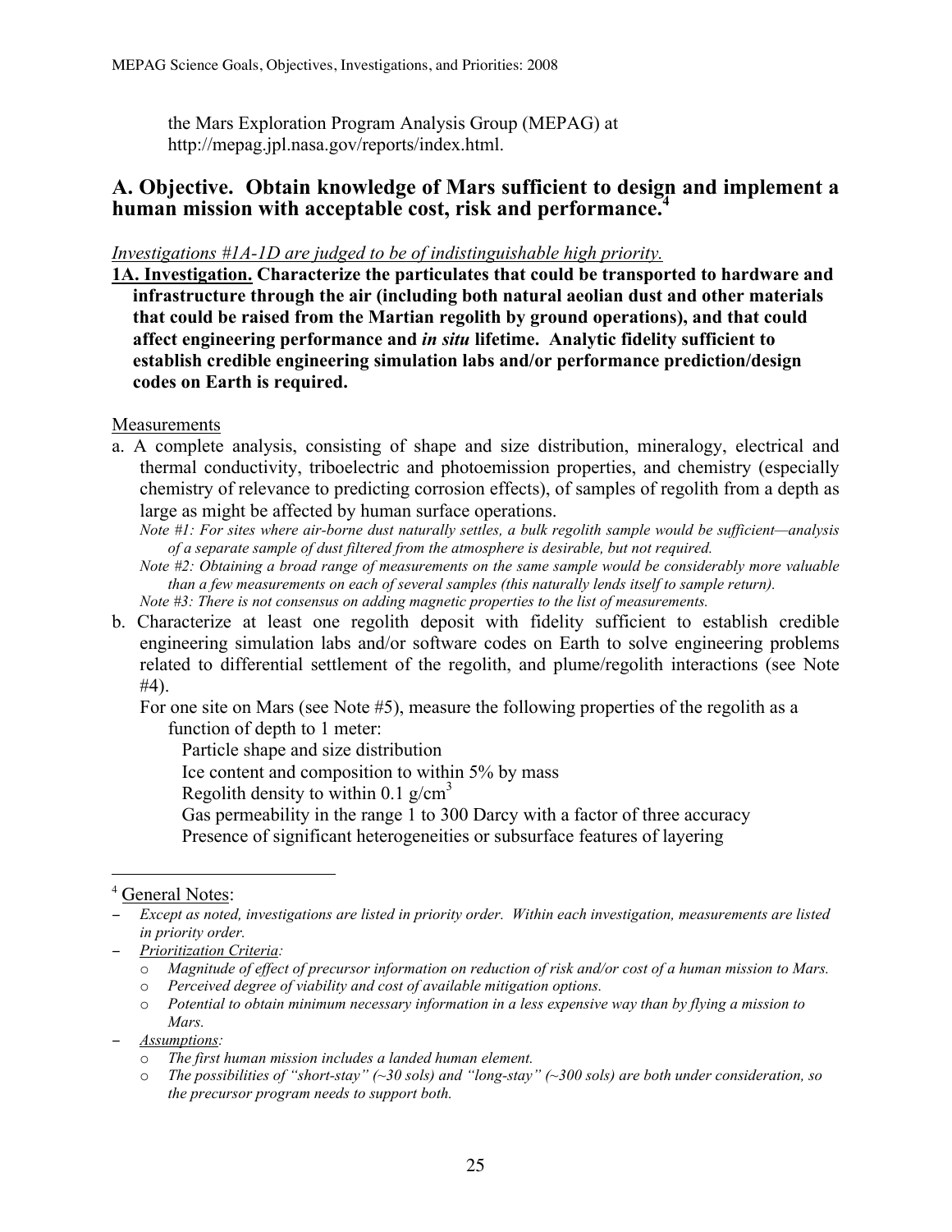the Mars Exploration Program Analysis Group (MEPAG) at http://mepag.jpl.nasa.gov/reports/index.html.

## A. Objective. Obtain knowledge of Mars sufficient to design and implement a human mission with acceptable cost, risk and performance.[4]

*Investigations #1A-1D are judged to be of indistinguishable high priority.*

**1A. Investigation. Characterize the particulates that could be transported to hardware and infrastructure through the air (including both natural aeolian dust and other materials that could be raised from the Martian regolith by ground operations), and that could affect engineering performance and *in situ* lifetime. Analytic fidelity sufficient to establish credible engineering simulation labs and/or performance prediction/design codes on Earth is required.**

Measurements

a. A complete analysis, consisting of shape and size distribution, mineralogy, electrical and thermal conductivity, triboelectric and photoemission properties, and chemistry (especially chemistry of relevance to predicting corrosion effects), of samples of regolith from a depth as large as might be affected by human surface operations.

   *Note #1: For sites where air-borne dust naturally settles, a bulk regolith sample would be sufficient—analysis of a separate sample of dust filtered from the atmosphere is desirable, but not required.*

   *Note #2: Obtaining a broad range of measurements on the same sample would be considerably more valuable than a few measurements on each of several samples (this naturally lends itself to sample return).*

   *Note #3: There is not consensus on adding magnetic properties to the list of measurements.*

b. Characterize at least one regolith deposit with fidelity sufficient to establish credible engineering simulation labs and/or software codes on Earth to solve engineering problems related to differential settlement of the regolith, and plume/regolith interactions (see Note #4).

   For one site on Mars (see Note #5), measure the following properties of the regolith as a function of depth to 1 meter:

   - Particle shape and size distribution
   - Ice content and composition to within 5% by mass
   - Regolith density to within 0.1 $g/cm^3$
   - Gas permeability in the range 1 to 300 Darcy with a factor of three accuracy
   - Presence of significant heterogeneities or subsurface features of layering

---

[4] General Notes:

- *Except as noted, investigations are listed in priority order. Within each investigation, measurements are listed in priority order.*
- *Prioritization Criteria:*
  - *Magnitude of effect of precursor information on reduction of risk and/or cost of a human mission to Mars.*
  - *Perceived degree of viability and cost of available mitigation options.*
  - *Potential to obtain minimum necessary information in a less expensive way than by flying a mission to Mars.*
- *Assumptions:*
  - *The first human mission includes a landed human element.*
  - *The possibilities of "short-stay" (~30 sols) and "long-stay" (~300 sols) are both under consideration, so the precursor program needs to support both.*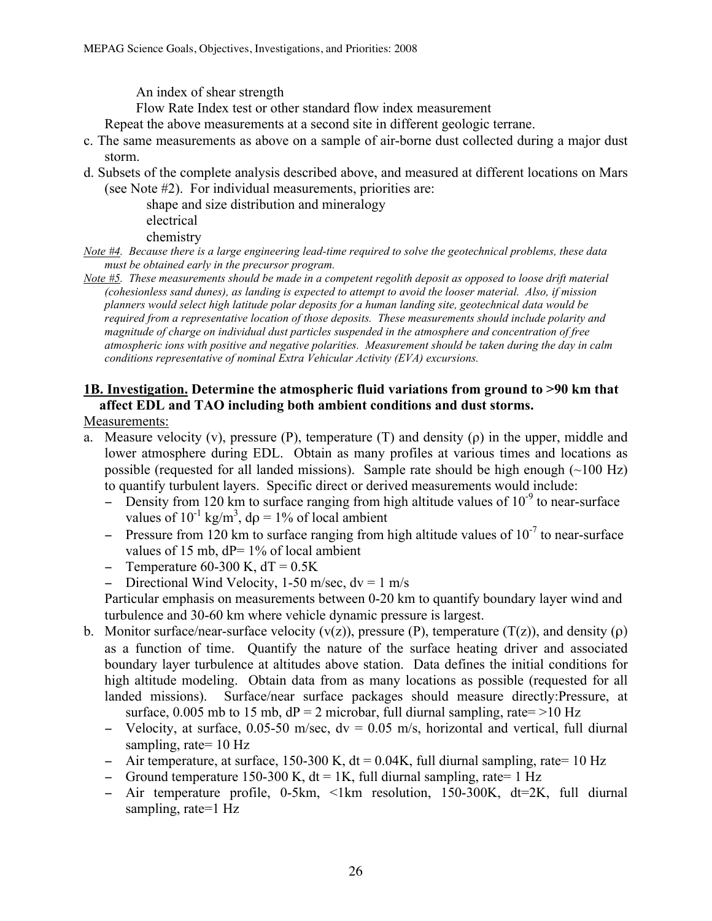An index of shear strength

Flow Rate Index test or other standard flow index measurement

Repeat the above measurements at a second site in different geologic terrane.

c. The same measurements as above on a sample of air-borne dust collected during a major dust storm.

d. Subsets of the complete analysis described above, and measured at different locations on Mars (see Note #2). For individual measurements, priorities are:

    shape and size distribution and mineralogy

    electrical

    chemistry

*Note #4. Because there is a large engineering lead-time required to solve the geotechnical problems, these data must be obtained early in the precursor program.*

*Note #5. These measurements should be made in a competent regolith deposit as opposed to loose drift material (cohesionless sand dunes), as landing is expected to attempt to avoid the looser material. Also, if mission planners would select high latitude polar deposits for a human landing site, geotechnical data would be required from a representative location of those deposits. These measurements should include polarity and magnitude of charge on individual dust particles suspended in the atmosphere and concentration of free atmospheric ions with positive and negative polarities. Measurement should be taken during the day in calm conditions representative of nominal Extra Vehicular Activity (EVA) excursions.*

**1B. Investigation. Determine the atmospheric fluid variations from ground to >90 km that affect EDL and TAO including both ambient conditions and dust storms.**

Measurements:

a. Measure velocity (v), pressure (P), temperature (T) and density (ρ) in the upper, middle and lower atmosphere during EDL. Obtain as many profiles at various times and locations as possible (requested for all landed missions). Sample rate should be high enough (~100 Hz) to quantify turbulent layers. Specific direct or derived measurements would include:
   - Density from 120 km to surface ranging from high altitude values of $10^{-9}$ to near-surface values of $10^{-1}$ kg/m$^3$, dρ = 1% of local ambient
   - Pressure from 120 km to surface ranging from high altitude values of $10^{-7}$ to near-surface values of 15 mb, dP= 1% of local ambient
   - Temperature 60-300 K, dT = 0.5K
   - Directional Wind Velocity, 1-50 m/sec, dv = 1 m/s

   Particular emphasis on measurements between 0-20 km to quantify boundary layer wind and turbulence and 30-60 km where vehicle dynamic pressure is largest.

b. Monitor surface/near-surface velocity (v(z)), pressure (P), temperature (T(z)), and density (ρ) as a function of time. Quantify the nature of the surface heating driver and associated boundary layer turbulence at altitudes above station. Data defines the initial conditions for high altitude modeling. Obtain data from as many locations as possible (requested for all landed missions). Surface/near surface packages should measure directly:Pressure, at surface, 0.005 mb to 15 mb, dP = 2 microbar, full diurnal sampling, rate= >10 Hz
   - Velocity, at surface, 0.05-50 m/sec, dv = 0.05 m/s, horizontal and vertical, full diurnal sampling, rate= 10 Hz
   - Air temperature, at surface, 150-300 K, dt = 0.04K, full diurnal sampling, rate= 10 Hz
   - Ground temperature 150-300 K, dt = 1K, full diurnal sampling, rate= 1 Hz
   - Air temperature profile, 0-5km, <1km resolution, 150-300K, dt=2K, full diurnal sampling, rate=1 Hz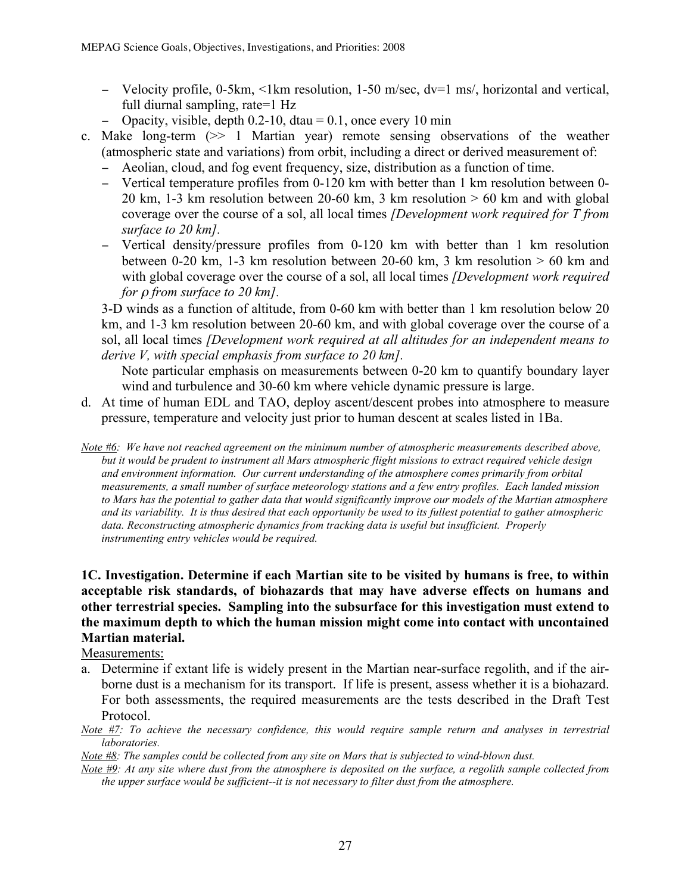- Velocity profile, 0-5km, <1km resolution, 1-50 m/sec, dv=1 ms/, horizontal and vertical, full diurnal sampling, rate=1 Hz
- Opacity, visible, depth 0.2-10, dtau = 0.1, once every 10 min

c. Make long-term (>> 1 Martian year) remote sensing observations of the weather (atmospheric state and variations) from orbit, including a direct or derived measurement of:
   - Aeolian, cloud, and fog event frequency, size, distribution as a function of time.
   - Vertical temperature profiles from 0-120 km with better than 1 km resolution between 0-20 km, 1-3 km resolution between 20-60 km, 3 km resolution > 60 km and with global coverage over the course of a sol, all local times *[Development work required for T from surface to 20 km].*
   - Vertical density/pressure profiles from 0-120 km with better than 1 km resolution between 0-20 km, 1-3 km resolution between 20-60 km, 3 km resolution > 60 km and with global coverage over the course of a sol, all local times *[Development work required for ρ from surface to 20 km].*

   3-D winds as a function of altitude, from 0-60 km with better than 1 km resolution below 20 km, and 1-3 km resolution between 20-60 km, and with global coverage over the course of a sol, all local times *[Development work required at all altitudes for an independent means to derive V, with special emphasis from surface to 20 km].*

   Note particular emphasis on measurements between 0-20 km to quantify boundary layer wind and turbulence and 30-60 km where vehicle dynamic pressure is large.

d. At time of human EDL and TAO, deploy ascent/descent probes into atmosphere to measure pressure, temperature and velocity just prior to human descent at scales listed in 1Ba.

*<u>Note #6</u>: We have not reached agreement on the minimum number of atmospheric measurements described above, but it would be prudent to instrument all Mars atmospheric flight missions to extract required vehicle design and environment information. Our current understanding of the atmosphere comes primarily from orbital measurements, a small number of surface meteorology stations and a few entry profiles. Each landed mission to Mars has the potential to gather data that would significantly improve our models of the Martian atmosphere and its variability. It is thus desired that each opportunity be used to its fullest potential to gather atmospheric data. Reconstructing atmospheric dynamics from tracking data is useful but insufficient. Properly instrumenting entry vehicles would be required.*

**1C. Investigation. Determine if each Martian site to be visited by humans is free, to within acceptable risk standards, of biohazards that may have adverse effects on humans and other terrestrial species. Sampling into the subsurface for this investigation must extend to the maximum depth to which the human mission might come into contact with uncontained Martian material.**

<u>Measurements:</u>

a. Determine if extant life is widely present in the Martian near-surface regolith, and if the air-borne dust is a mechanism for its transport. If life is present, assess whether it is a biohazard. For both assessments, the required measurements are the tests described in the Draft Test Protocol.

*<u>Note #7</u>: To achieve the necessary confidence, this would require sample return and analyses in terrestrial laboratories.*

*<u>Note #8</u>: The samples could be collected from any site on Mars that is subjected to wind-blown dust.*

*<u>Note #9</u>: At any site where dust from the atmosphere is deposited on the surface, a regolith sample collected from the upper surface would be sufficient--it is not necessary to filter dust from the atmosphere.*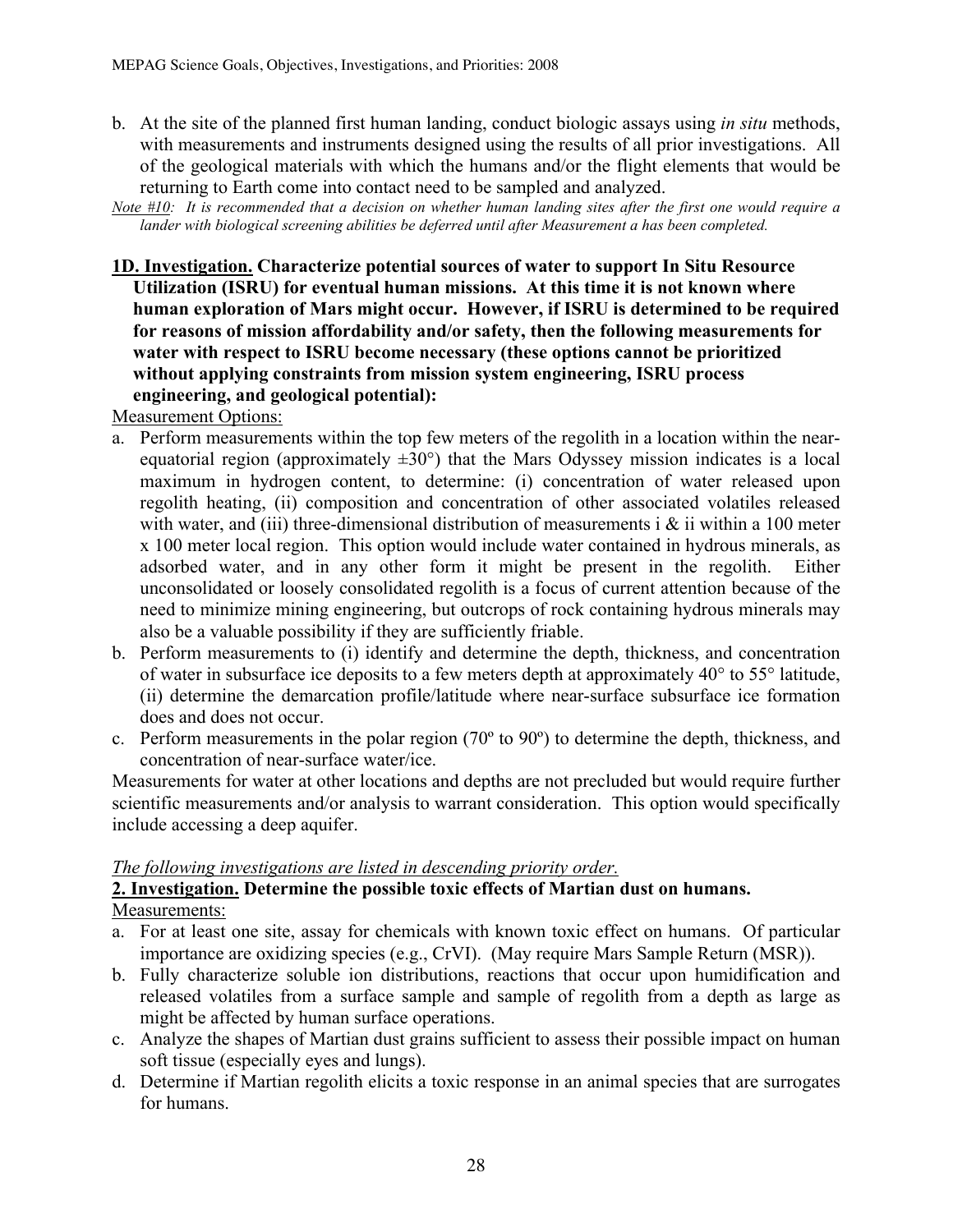b. At the site of the planned first human landing, conduct biologic assays using *in situ* methods, with measurements and instruments designed using the results of all prior investigations. All of the geological materials with which the humans and/or the flight elements that would be returning to Earth come into contact need to be sampled and analyzed.

*<u>Note #10</u>: It is recommended that a decision on whether human landing sites after the first one would require a lander with biological screening abilities be deferred until after Measurement a has been completed.*

**<u>1D. Investigation.</u> Characterize potential sources of water to support In Situ Resource Utilization (ISRU) for eventual human missions. At this time it is not known where human exploration of Mars might occur. However, if ISRU is determined to be required for reasons of mission affordability and/or safety, then the following measurements for water with respect to ISRU become necessary (these options cannot be prioritized without applying constraints from mission system engineering, ISRU process engineering, and geological potential):**

<u>Measurement Options:</u>

a. Perform measurements within the top few meters of the regolith in a location within the near-equatorial region (approximately ±30°) that the Mars Odyssey mission indicates is a local maximum in hydrogen content, to determine: (i) concentration of water released upon regolith heating, (ii) composition and concentration of other associated volatiles released with water, and (iii) three-dimensional distribution of measurements i & ii within a 100 meter x 100 meter local region. This option would include water contained in hydrous minerals, as adsorbed water, and in any other form it might be present in the regolith. Either unconsolidated or loosely consolidated regolith is a focus of current attention because of the need to minimize mining engineering, but outcrops of rock containing hydrous minerals may also be a valuable possibility if they are sufficiently friable.
b. Perform measurements to (i) identify and determine the depth, thickness, and concentration of water in subsurface ice deposits to a few meters depth at approximately 40° to 55° latitude, (ii) determine the demarcation profile/latitude where near-surface subsurface ice formation does and does not occur.
c. Perform measurements in the polar region (70º to 90º) to determine the depth, thickness, and concentration of near-surface water/ice.

Measurements for water at other locations and depths are not precluded but would require further scientific measurements and/or analysis to warrant consideration. This option would specifically include accessing a deep aquifer.

*<u>The following investigations are listed in descending priority order.</u>*

**<u>2. Investigation.</u> Determine the possible toxic effects of Martian dust on humans.**

<u>Measurements:</u>

a. For at least one site, assay for chemicals with known toxic effect on humans. Of particular importance are oxidizing species (e.g., CrVI). (May require Mars Sample Return (MSR)).
b. Fully characterize soluble ion distributions, reactions that occur upon humidification and released volatiles from a surface sample and sample of regolith from a depth as large as might be affected by human surface operations.
c. Analyze the shapes of Martian dust grains sufficient to assess their possible impact on human soft tissue (especially eyes and lungs).
d. Determine if Martian regolith elicits a toxic response in an animal species that are surrogates for humans.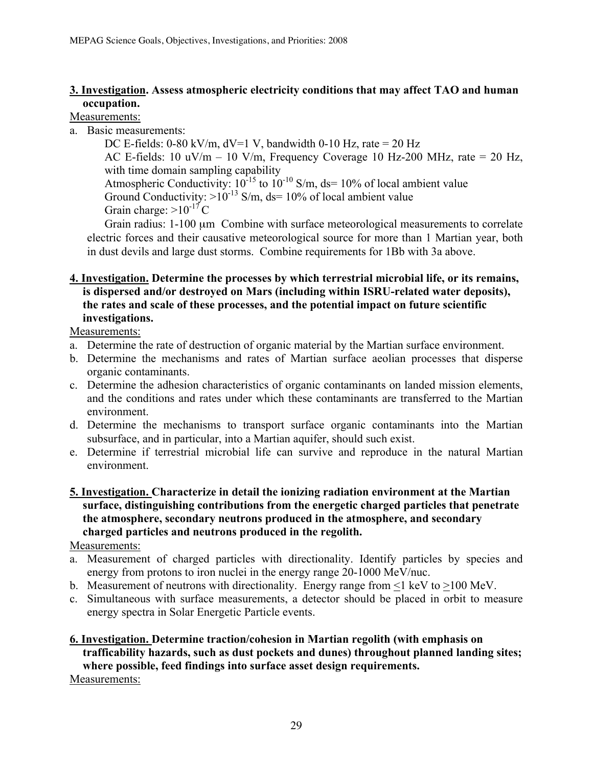**<u>3. Investigation</u>. Assess atmospheric electricity conditions that may affect TAO and human occupation.**

<u>Measurements:</u>

a. Basic measurements:

DC E-fields: 0-80 kV/m, dV=1 V, bandwidth 0-10 Hz, rate = 20 Hz

AC E-fields: 10 uV/m – 10 V/m, Frequency Coverage 10 Hz-200 MHz, rate = 20 Hz, with time domain sampling capability

Atmospheric Conductivity: $10^{-15}$ to $10^{-10}$ S/m, ds= 10% of local ambient value

Ground Conductivity: >$10^{-13}$ S/m, ds= 10% of local ambient value

Grain charge: >$10^{-17}$ C

Grain radius: 1-100 μm Combine with surface meteorological measurements to correlate electric forces and their causative meteorological source for more than 1 Martian year, both in dust devils and large dust storms. Combine requirements for 1Bb with 3a above.

**<u>4. Investigation.</u> Determine the processes by which terrestrial microbial life, or its remains, is dispersed and/or destroyed on Mars (including within ISRU-related water deposits), the rates and scale of these processes, and the potential impact on future scientific investigations.**

<u>Measurements:</u>

a. Determine the rate of destruction of organic material by the Martian surface environment.
b. Determine the mechanisms and rates of Martian surface aeolian processes that disperse organic contaminants.
c. Determine the adhesion characteristics of organic contaminants on landed mission elements, and the conditions and rates under which these contaminants are transferred to the Martian environment.
d. Determine the mechanisms to transport surface organic contaminants into the Martian subsurface, and in particular, into a Martian aquifer, should such exist.
e. Determine if terrestrial microbial life can survive and reproduce in the natural Martian environment.

**<u>5. Investigation.</u> Characterize in detail the ionizing radiation environment at the Martian surface, distinguishing contributions from the energetic charged particles that penetrate the atmosphere, secondary neutrons produced in the atmosphere, and secondary charged particles and neutrons produced in the regolith.**

<u>Measurements:</u>

a. Measurement of charged particles with directionality. Identify particles by species and energy from protons to iron nuclei in the energy range 20-1000 MeV/nuc.
b. Measurement of neutrons with directionality. Energy range from $\leq$1 keV to $\geq$100 MeV.
c. Simultaneous with surface measurements, a detector should be placed in orbit to measure energy spectra in Solar Energetic Particle events.

**<u>6. Investigation.</u> Determine traction/cohesion in Martian regolith (with emphasis on trafficability hazards, such as dust pockets and dunes) throughout planned landing sites; where possible, feed findings into surface asset design requirements.**

<u>Measurements:</u>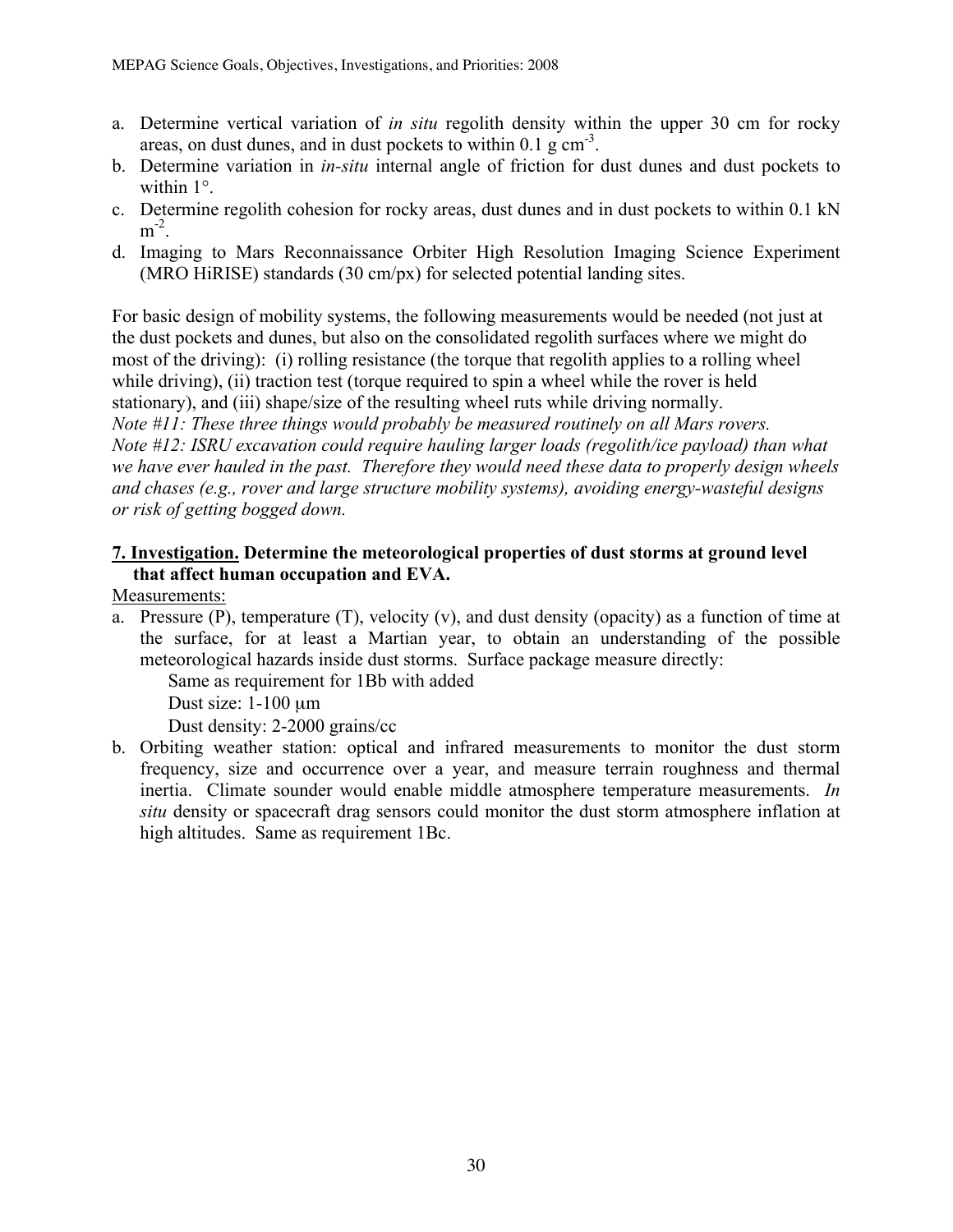a. Determine vertical variation of *in situ* regolith density within the upper 30 cm for rocky areas, on dust dunes, and in dust pockets to within 0.1 g $cm^{-3}$.
b. Determine variation in *in-situ* internal angle of friction for dust dunes and dust pockets to within 1°.
c. Determine regolith cohesion for rocky areas, dust dunes and in dust pockets to within 0.1 kN $m^{-2}$.
d. Imaging to Mars Reconnaissance Orbiter High Resolution Imaging Science Experiment (MRO HiRISE) standards (30 cm/px) for selected potential landing sites.

For basic design of mobility systems, the following measurements would be needed (not just at the dust pockets and dunes, but also on the consolidated regolith surfaces where we might do most of the driving): (i) rolling resistance (the torque that regolith applies to a rolling wheel while driving), (ii) traction test (torque required to spin a wheel while the rover is held stationary), and (iii) shape/size of the resulting wheel ruts while driving normally.
*Note #11: These three things would probably be measured routinely on all Mars rovers.*
*Note #12: ISRU excavation could require hauling larger loads (regolith/ice payload) than what we have ever hauled in the past. Therefore they would need these data to properly design wheels and chases (e.g., rover and large structure mobility systems), avoiding energy-wasteful designs or risk of getting bogged down.*

**7. Investigation. Determine the meteorological properties of dust storms at ground level that affect human occupation and EVA.**

Measurements:

a. Pressure (P), temperature (T), velocity (v), and dust density (opacity) as a function of time at the surface, for at least a Martian year, to obtain an understanding of the possible meteorological hazards inside dust storms. Surface package measure directly:

   Same as requirement for 1Bb with added

   Dust size: 1-100 μm

   Dust density: 2-2000 grains/cc

b. Orbiting weather station: optical and infrared measurements to monitor the dust storm frequency, size and occurrence over a year, and measure terrain roughness and thermal inertia. Climate sounder would enable middle atmosphere temperature measurements. *In situ* density or spacecraft drag sensors could monitor the dust storm atmosphere inflation at high altitudes. Same as requirement 1Bc.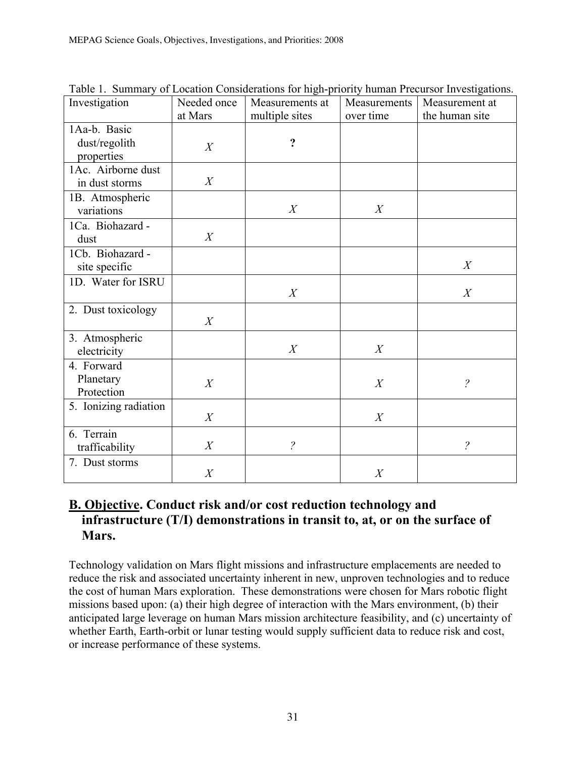Table 1. Summary of Location Considerations for high-priority human Precursor Investigations.

| Investigation | Needed once at Mars | Measurements at multiple sites | Measurements over time | Measurement at the human site |
|---|---|---|---|---|
| 1Aa-b. Basic dust/regolith properties | X | **?** | | |
| 1Ac. Airborne dust in dust storms | X | | | |
| 1B. Atmospheric variations | | X | X | |
| 1Ca. Biohazard - dust | X | | | |
| 1Cb. Biohazard - site specific | | | | X |
| 1D. Water for ISRU | | X | | X |
| 2. Dust toxicology | X | | | |
| 3. Atmospheric electricity | | X | X | |
| 4. Forward Planetary Protection | X | | X | ? |
| 5. Ionizing radiation | X | | X | |
| 6. Terrain trafficability | X | ? | | ? |
| 7. Dust storms | X | | X | |

## B. Objective. Conduct risk and/or cost reduction technology and infrastructure (T/I) demonstrations in transit to, at, or on the surface of Mars.

Technology validation on Mars flight missions and infrastructure emplacements are needed to reduce the risk and associated uncertainty inherent in new, unproven technologies and to reduce the cost of human Mars exploration. These demonstrations were chosen for Mars robotic flight missions based upon: (a) their high degree of interaction with the Mars environment, (b) their anticipated large leverage on human Mars mission architecture feasibility, and (c) uncertainty of whether Earth, Earth-orbit or lunar testing would supply sufficient data to reduce risk and cost, or increase performance of these systems.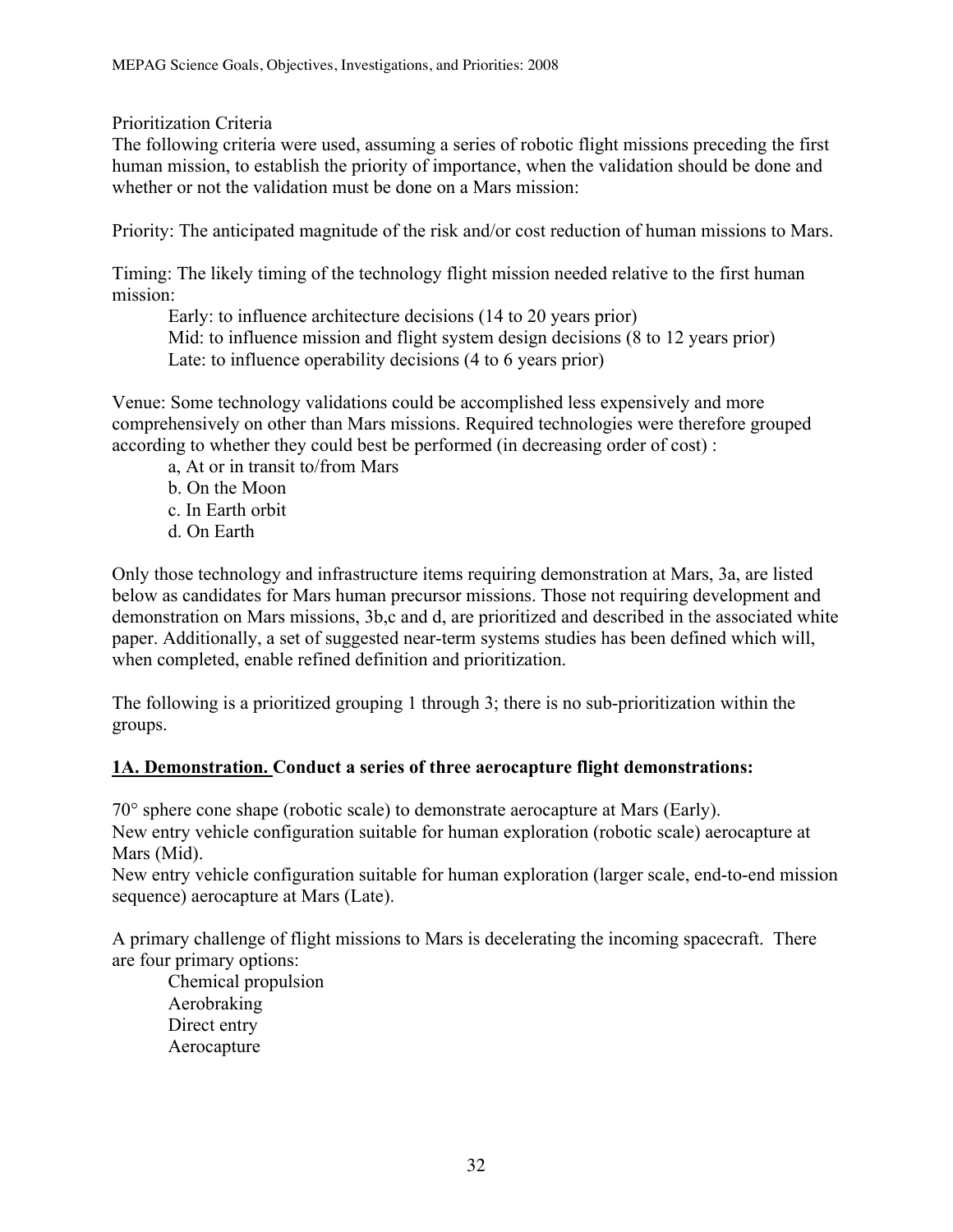Prioritization Criteria

The following criteria were used, assuming a series of robotic flight missions preceding the first human mission, to establish the priority of importance, when the validation should be done and whether or not the validation must be done on a Mars mission:

Priority: The anticipated magnitude of the risk and/or cost reduction of human missions to Mars.

Timing: The likely timing of the technology flight mission needed relative to the first human mission:

Early: to influence architecture decisions (14 to 20 years prior)
Mid: to influence mission and flight system design decisions (8 to 12 years prior)
Late: to influence operability decisions (4 to 6 years prior)

Venue: Some technology validations could be accomplished less expensively and more comprehensively on other than Mars missions. Required technologies were therefore grouped according to whether they could best be performed (in decreasing order of cost) :

a, At or in transit to/from Mars
b. On the Moon
c. In Earth orbit
d. On Earth

Only those technology and infrastructure items requiring demonstration at Mars, 3a, are listed below as candidates for Mars human precursor missions. Those not requiring development and demonstration on Mars missions, 3b,c and d, are prioritized and described in the associated white paper. Additionally, a set of suggested near-term systems studies has been defined which will, when completed, enable refined definition and prioritization.

The following is a prioritized grouping 1 through 3; there is no sub-prioritization within the groups.

**1A. Demonstration. Conduct a series of three aerocapture flight demonstrations:**

70° sphere cone shape (robotic scale) to demonstrate aerocapture at Mars (Early).
New entry vehicle configuration suitable for human exploration (robotic scale) aerocapture at Mars (Mid).
New entry vehicle configuration suitable for human exploration (larger scale, end-to-end mission sequence) aerocapture at Mars (Late).

A primary challenge of flight missions to Mars is decelerating the incoming spacecraft. There are four primary options:

Chemical propulsion
Aerobraking
Direct entry
Aerocapture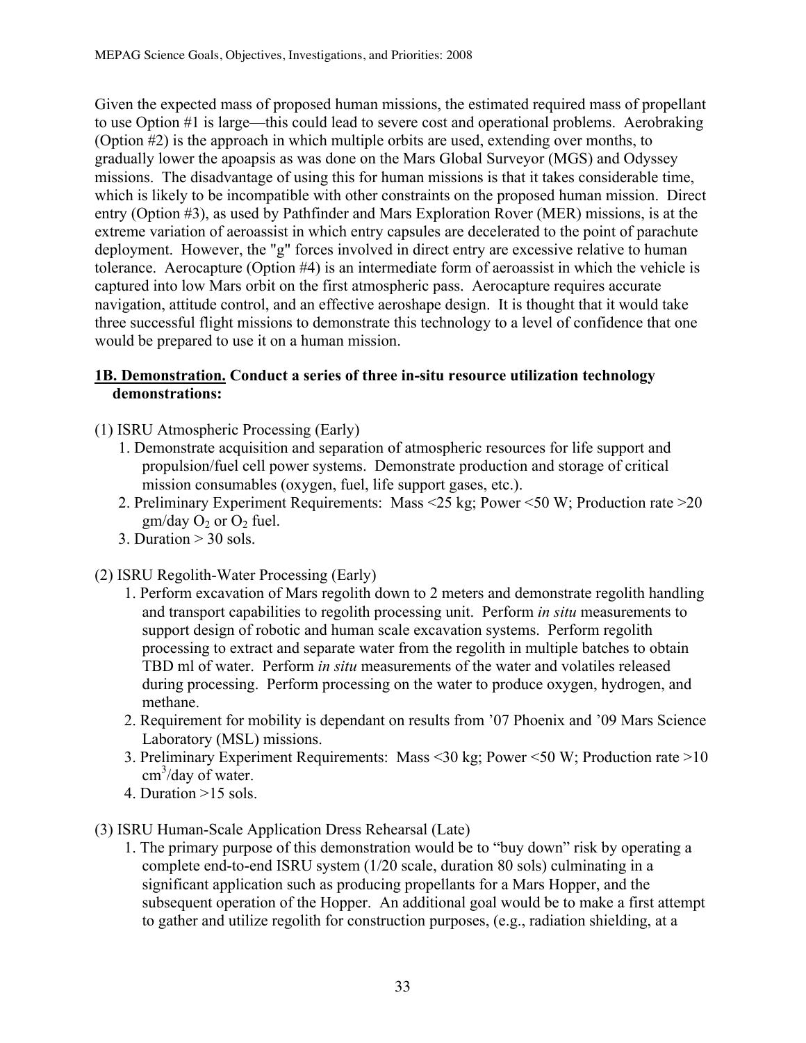Given the expected mass of proposed human missions, the estimated required mass of propellant to use Option #1 is large—this could lead to severe cost and operational problems. Aerobraking (Option #2) is the approach in which multiple orbits are used, extending over months, to gradually lower the apoapsis as was done on the Mars Global Surveyor (MGS) and Odyssey missions. The disadvantage of using this for human missions is that it takes considerable time, which is likely to be incompatible with other constraints on the proposed human mission. Direct entry (Option #3), as used by Pathfinder and Mars Exploration Rover (MER) missions, is at the extreme variation of aeroassist in which entry capsules are decelerated to the point of parachute deployment. However, the "g" forces involved in direct entry are excessive relative to human tolerance. Aerocapture (Option #4) is an intermediate form of aeroassist in which the vehicle is captured into low Mars orbit on the first atmospheric pass. Aerocapture requires accurate navigation, attitude control, and an effective aeroshape design. It is thought that it would take three successful flight missions to demonstrate this technology to a level of confidence that one would be prepared to use it on a human mission.

**<u>1B. Demonstration.</u> Conduct a series of three in-situ resource utilization technology demonstrations:**

(1) ISRU Atmospheric Processing (Early)

1. Demonstrate acquisition and separation of atmospheric resources for life support and propulsion/fuel cell power systems. Demonstrate production and storage of critical mission consumables (oxygen, fuel, life support gases, etc.).
2. Preliminary Experiment Requirements: Mass <25 kg; Power <50 W; Production rate >20 gm/day $O_2$ or $O_2$ fuel.
3. Duration > 30 sols.

(2) ISRU Regolith-Water Processing (Early)

1. Perform excavation of Mars regolith down to 2 meters and demonstrate regolith handling and transport capabilities to regolith processing unit. Perform *in situ* measurements to support design of robotic and human scale excavation systems. Perform regolith processing to extract and separate water from the regolith in multiple batches to obtain TBD ml of water. Perform *in situ* measurements of the water and volatiles released during processing. Perform processing on the water to produce oxygen, hydrogen, and methane.
2. Requirement for mobility is dependant on results from '07 Phoenix and '09 Mars Science Laboratory (MSL) missions.
3. Preliminary Experiment Requirements: Mass <30 kg; Power <50 W; Production rate >10 $cm^3$/day of water.
4. Duration >15 sols.

(3) ISRU Human-Scale Application Dress Rehearsal (Late)

1. The primary purpose of this demonstration would be to "buy down" risk by operating a complete end-to-end ISRU system (1/20 scale, duration 80 sols) culminating in a significant application such as producing propellants for a Mars Hopper, and the subsequent operation of the Hopper. An additional goal would be to make a first attempt to gather and utilize regolith for construction purposes, (e.g., radiation shielding, at a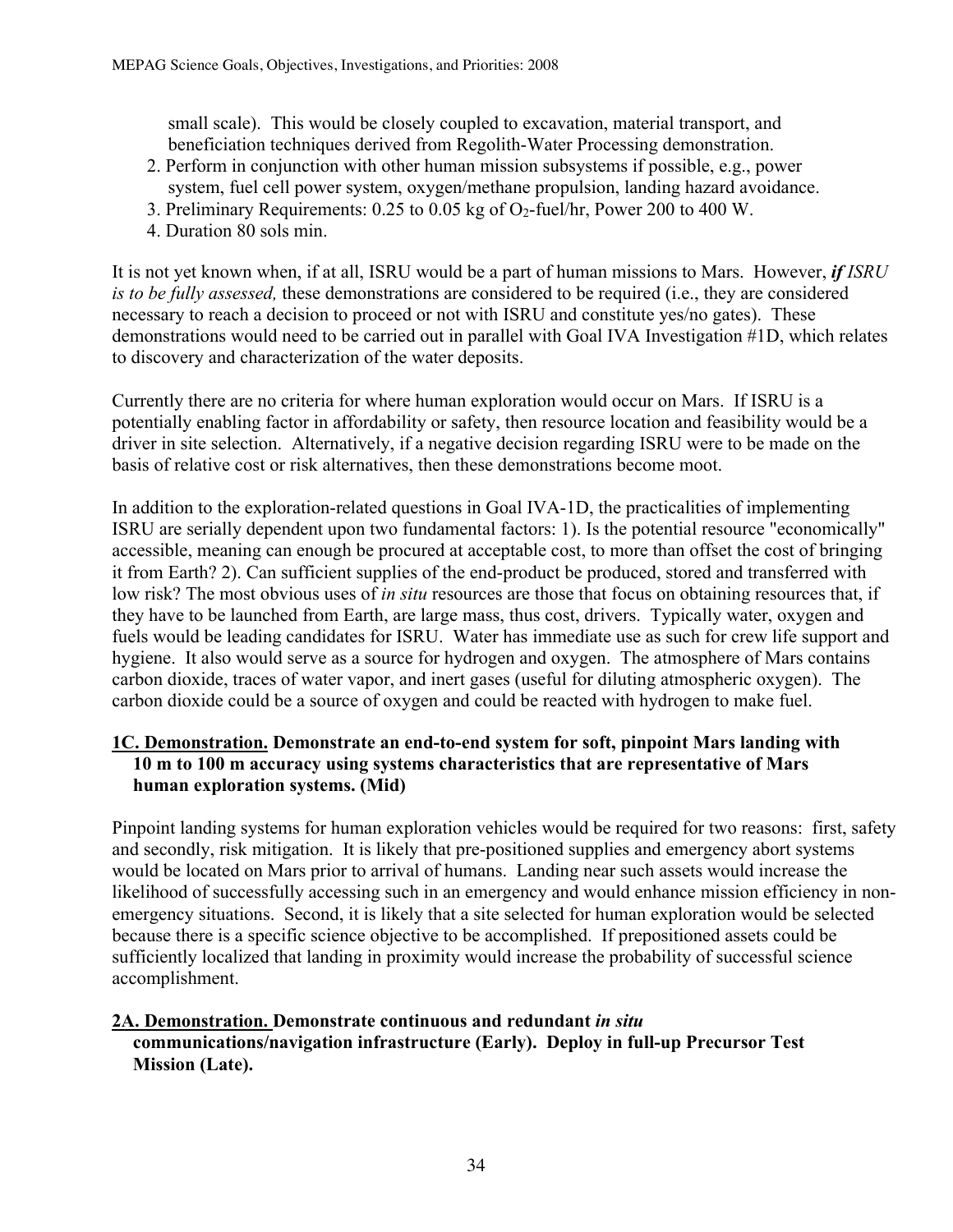small scale). This would be closely coupled to excavation, material transport, and beneficiation techniques derived from Regolith-Water Processing demonstration.

2. Perform in conjunction with other human mission subsystems if possible, e.g., power system, fuel cell power system, oxygen/methane propulsion, landing hazard avoidance.
3. Preliminary Requirements: 0.25 to 0.05 kg of $O_2$-fuel/hr, Power 200 to 400 W.
4. Duration 80 sols min.

It is not yet known when, if at all, ISRU would be a part of human missions to Mars. However, ***if*** *ISRU is to be fully assessed,* these demonstrations are considered to be required (i.e., they are considered necessary to reach a decision to proceed or not with ISRU and constitute yes/no gates). These demonstrations would need to be carried out in parallel with Goal IVA Investigation #1D, which relates to discovery and characterization of the water deposits.

Currently there are no criteria for where human exploration would occur on Mars. If ISRU is a potentially enabling factor in affordability or safety, then resource location and feasibility would be a driver in site selection. Alternatively, if a negative decision regarding ISRU were to be made on the basis of relative cost or risk alternatives, then these demonstrations become moot.

In addition to the exploration-related questions in Goal IVA-1D, the practicalities of implementing ISRU are serially dependent upon two fundamental factors: 1). Is the potential resource "economically" accessible, meaning can enough be procured at acceptable cost, to more than offset the cost of bringing it from Earth? 2). Can sufficient supplies of the end-product be produced, stored and transferred with low risk? The most obvious uses of *in situ* resources are those that focus on obtaining resources that, if they have to be launched from Earth, are large mass, thus cost, drivers. Typically water, oxygen and fuels would be leading candidates for ISRU. Water has immediate use as such for crew life support and hygiene. It also would serve as a source for hydrogen and oxygen. The atmosphere of Mars contains carbon dioxide, traces of water vapor, and inert gases (useful for diluting atmospheric oxygen). The carbon dioxide could be a source of oxygen and could be reacted with hydrogen to make fuel.

**1C. Demonstration. Demonstrate an end-to-end system for soft, pinpoint Mars landing with 10 m to 100 m accuracy using systems characteristics that are representative of Mars human exploration systems. (Mid)**

Pinpoint landing systems for human exploration vehicles would be required for two reasons: first, safety and secondly, risk mitigation. It is likely that pre-positioned supplies and emergency abort systems would be located on Mars prior to arrival of humans. Landing near such assets would increase the likelihood of successfully accessing such in an emergency and would enhance mission efficiency in non-emergency situations. Second, it is likely that a site selected for human exploration would be selected because there is a specific science objective to be accomplished. If prepositioned assets could be sufficiently localized that landing in proximity would increase the probability of successful science accomplishment.

**2A. Demonstration. Demonstrate continuous and redundant *in situ* communications/navigation infrastructure (Early). Deploy in full-up Precursor Test Mission (Late).**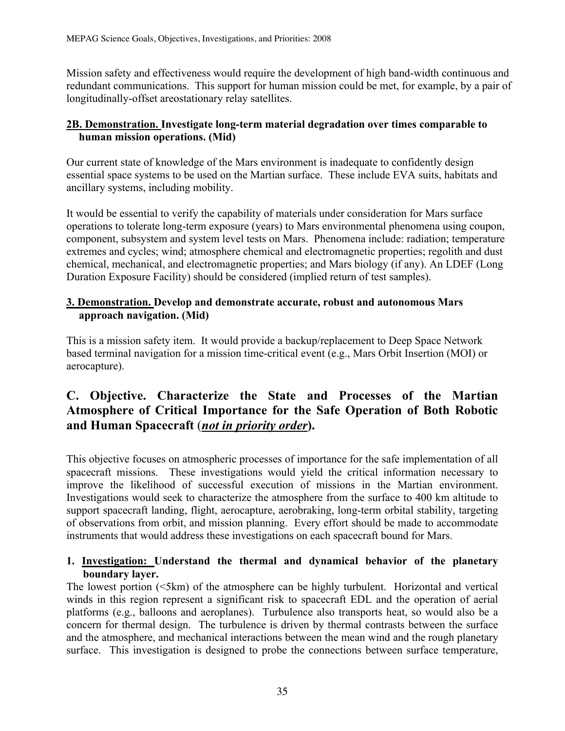Mission safety and effectiveness would require the development of high band-width continuous and redundant communications. This support for human mission could be met, for example, by a pair of longitudinally-offset areostationary relay satellites.

**2B. Demonstration. Investigate long-term material degradation over times comparable to human mission operations. (Mid)**

Our current state of knowledge of the Mars environment is inadequate to confidently design essential space systems to be used on the Martian surface. These include EVA suits, habitats and ancillary systems, including mobility.

It would be essential to verify the capability of materials under consideration for Mars surface operations to tolerate long-term exposure (years) to Mars environmental phenomena using coupon, component, subsystem and system level tests on Mars. Phenomena include: radiation; temperature extremes and cycles; wind; atmosphere chemical and electromagnetic properties; regolith and dust chemical, mechanical, and electromagnetic properties; and Mars biology (if any). An LDEF (Long Duration Exposure Facility) should be considered (implied return of test samples).

**3. Demonstration. Develop and demonstrate accurate, robust and autonomous Mars approach navigation. (Mid)**

This is a mission safety item. It would provide a backup/replacement to Deep Space Network based terminal navigation for a mission time-critical event (e.g., Mars Orbit Insertion (MOI) or aerocapture).

## C. Objective. Characterize the State and Processes of the Martian Atmosphere of Critical Importance for the Safe Operation of Both Robotic and Human Spacecraft (***not in priority order***).

This objective focuses on atmospheric processes of importance for the safe implementation of all spacecraft missions. These investigations would yield the critical information necessary to improve the likelihood of successful execution of missions in the Martian environment. Investigations would seek to characterize the atmosphere from the surface to 400 km altitude to support spacecraft landing, flight, aerocapture, aerobraking, long-term orbital stability, targeting of observations from orbit, and mission planning. Every effort should be made to accommodate instruments that would address these investigations on each spacecraft bound for Mars.

**1. Investigation: Understand the thermal and dynamical behavior of the planetary boundary layer.**

The lowest portion (<5km) of the atmosphere can be highly turbulent. Horizontal and vertical winds in this region represent a significant risk to spacecraft EDL and the operation of aerial platforms (e.g., balloons and aeroplanes). Turbulence also transports heat, so would also be a concern for thermal design. The turbulence is driven by thermal contrasts between the surface and the atmosphere, and mechanical interactions between the mean wind and the rough planetary surface. This investigation is designed to probe the connections between surface temperature,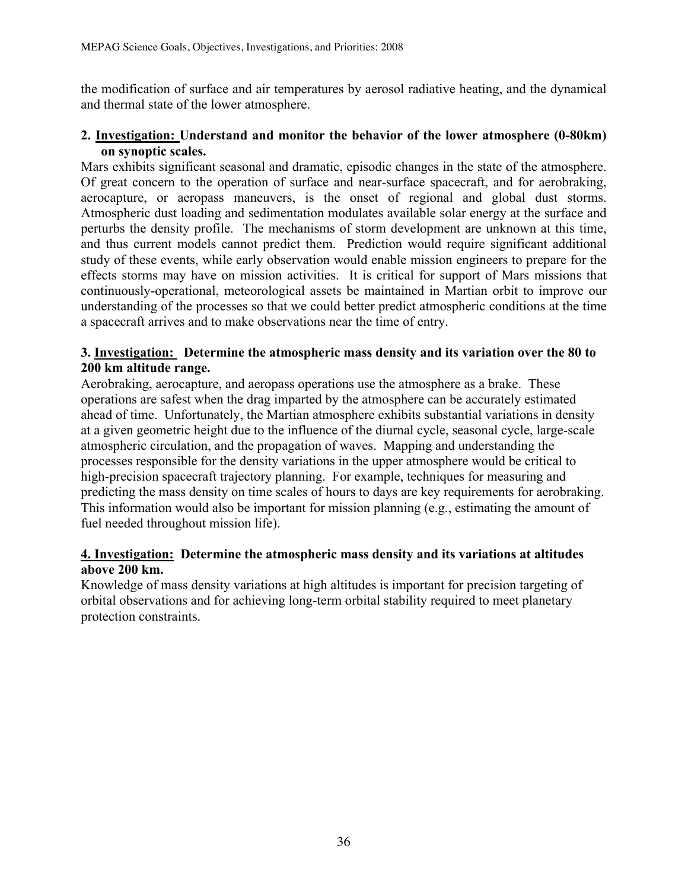the modification of surface and air temperatures by aerosol radiative heating, and the dynamical and thermal state of the lower atmosphere.

**2. <u>Investigation:</u> Understand and monitor the behavior of the lower atmosphere (0-80km) on synoptic scales.**

Mars exhibits significant seasonal and dramatic, episodic changes in the state of the atmosphere. Of great concern to the operation of surface and near-surface spacecraft, and for aerobraking, aerocapture, or aeropass maneuvers, is the onset of regional and global dust storms. Atmospheric dust loading and sedimentation modulates available solar energy at the surface and perturbs the density profile. The mechanisms of storm development are unknown at this time, and thus current models cannot predict them. Prediction would require significant additional study of these events, while early observation would enable mission engineers to prepare for the effects storms may have on mission activities. It is critical for support of Mars missions that continuously-operational, meteorological assets be maintained in Martian orbit to improve our understanding of the processes so that we could better predict atmospheric conditions at the time a spacecraft arrives and to make observations near the time of entry.

**3. <u>Investigation:</u> Determine the atmospheric mass density and its variation over the 80 to 200 km altitude range.**

Aerobraking, aerocapture, and aeropass operations use the atmosphere as a brake. These operations are safest when the drag imparted by the atmosphere can be accurately estimated ahead of time. Unfortunately, the Martian atmosphere exhibits substantial variations in density at a given geometric height due to the influence of the diurnal cycle, seasonal cycle, large-scale atmospheric circulation, and the propagation of waves. Mapping and understanding the processes responsible for the density variations in the upper atmosphere would be critical to high-precision spacecraft trajectory planning. For example, techniques for measuring and predicting the mass density on time scales of hours to days are key requirements for aerobraking. This information would also be important for mission planning (e.g., estimating the amount of fuel needed throughout mission life).

**<u>4. Investigation:</u> Determine the atmospheric mass density and its variations at altitudes above 200 km.**

Knowledge of mass density variations at high altitudes is important for precision targeting of orbital observations and for achieving long-term orbital stability required to meet planetary protection constraints.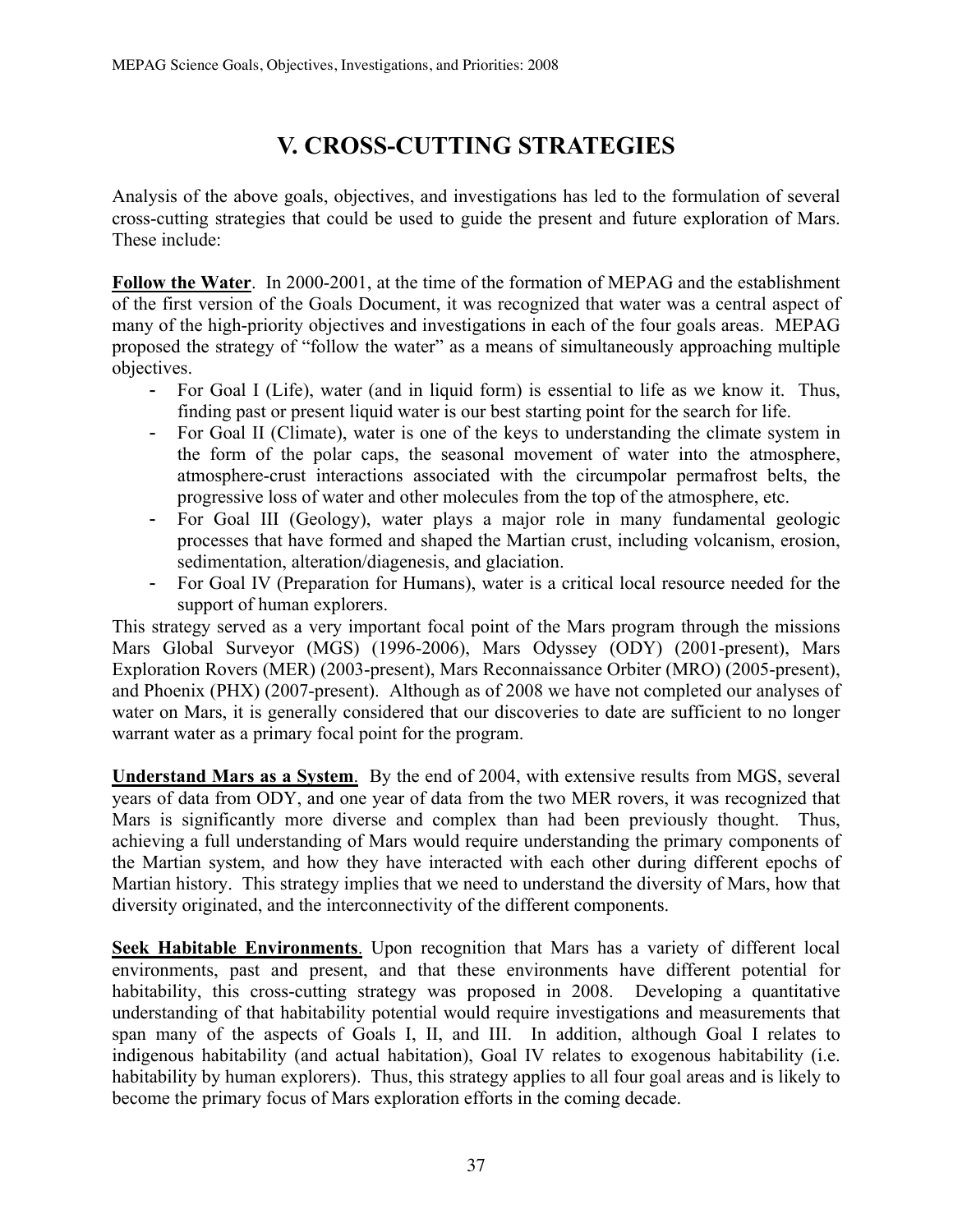# V. CROSS-CUTTING STRATEGIES

Analysis of the above goals, objectives, and investigations has led to the formulation of several cross-cutting strategies that could be used to guide the present and future exploration of Mars. These include:

**Follow the Water**. In 2000-2001, at the time of the formation of MEPAG and the establishment of the first version of the Goals Document, it was recognized that water was a central aspect of many of the high-priority objectives and investigations in each of the four goals areas. MEPAG proposed the strategy of "follow the water" as a means of simultaneously approaching multiple objectives.

- For Goal I (Life), water (and in liquid form) is essential to life as we know it. Thus, finding past or present liquid water is our best starting point for the search for life.
- For Goal II (Climate), water is one of the keys to understanding the climate system in the form of the polar caps, the seasonal movement of water into the atmosphere, atmosphere-crust interactions associated with the circumpolar permafrost belts, the progressive loss of water and other molecules from the top of the atmosphere, etc.
- For Goal III (Geology), water plays a major role in many fundamental geologic processes that have formed and shaped the Martian crust, including volcanism, erosion, sedimentation, alteration/diagenesis, and glaciation.
- For Goal IV (Preparation for Humans), water is a critical local resource needed for the support of human explorers.

This strategy served as a very important focal point of the Mars program through the missions Mars Global Surveyor (MGS) (1996-2006), Mars Odyssey (ODY) (2001-present), Mars Exploration Rovers (MER) (2003-present), Mars Reconnaissance Orbiter (MRO) (2005-present), and Phoenix (PHX) (2007-present). Although as of 2008 we have not completed our analyses of water on Mars, it is generally considered that our discoveries to date are sufficient to no longer warrant water as a primary focal point for the program.

**Understand Mars as a System**. By the end of 2004, with extensive results from MGS, several years of data from ODY, and one year of data from the two MER rovers, it was recognized that Mars is significantly more diverse and complex than had been previously thought. Thus, achieving a full understanding of Mars would require understanding the primary components of the Martian system, and how they have interacted with each other during different epochs of Martian history. This strategy implies that we need to understand the diversity of Mars, how that diversity originated, and the interconnectivity of the different components.

**Seek Habitable Environments**. Upon recognition that Mars has a variety of different local environments, past and present, and that these environments have different potential for habitability, this cross-cutting strategy was proposed in 2008. Developing a quantitative understanding of that habitability potential would require investigations and measurements that span many of the aspects of Goals I, II, and III. In addition, although Goal I relates to indigenous habitability (and actual habitation), Goal IV relates to exogenous habitability (i.e. habitability by human explorers). Thus, this strategy applies to all four goal areas and is likely to become the primary focus of Mars exploration efforts in the coming decade.